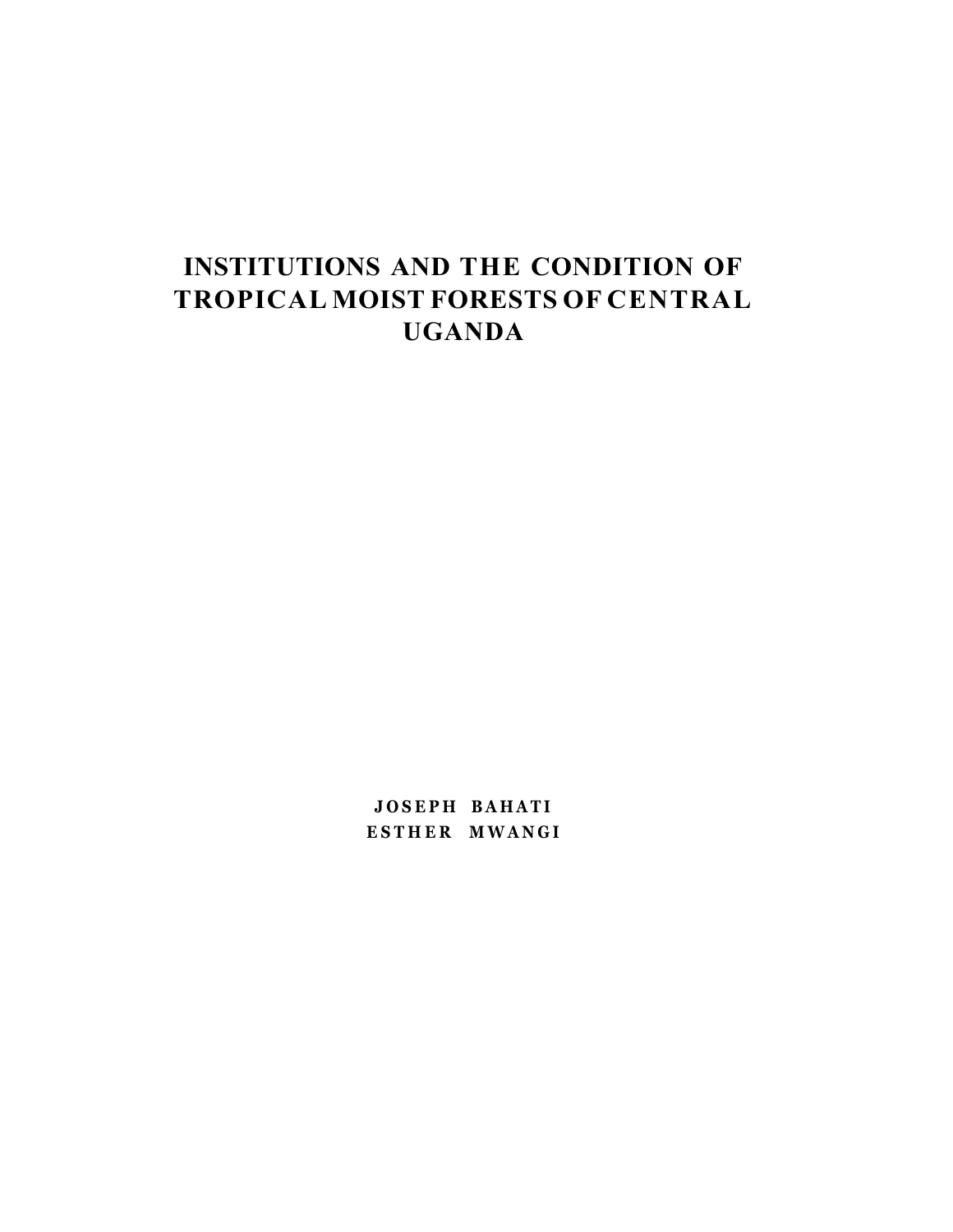# INSTITUTIONS AND THE CONDITION OF TROPICAL MOIST FORESTS OF CENTRAL UGANDA

**JOSEPH BAHATI**
**ESTHER MWANGI**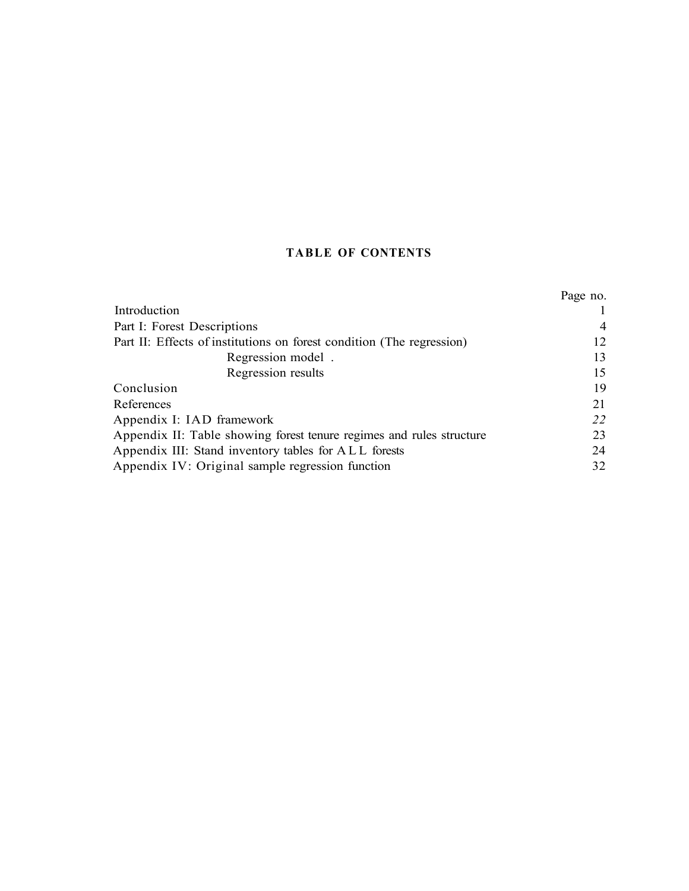## TABLE OF CONTENTS

| | Page no. |
|---|---|
| Introduction | 1 |
| Part I: Forest Descriptions | 4 |
| Part II: Effects of institutions on forest condition (The regression) | 12 |
| Regression model . | 13 |
| Regression results | 15 |
| Conclusion | 19 |
| References | 21 |
| Appendix I: IAD framework | *22* |
| Appendix II: Table showing forest tenure regimes and rules structure | 23 |
| Appendix III: Stand inventory tables for A L L forests | 24 |
| Appendix IV: Original sample regression function | 32 |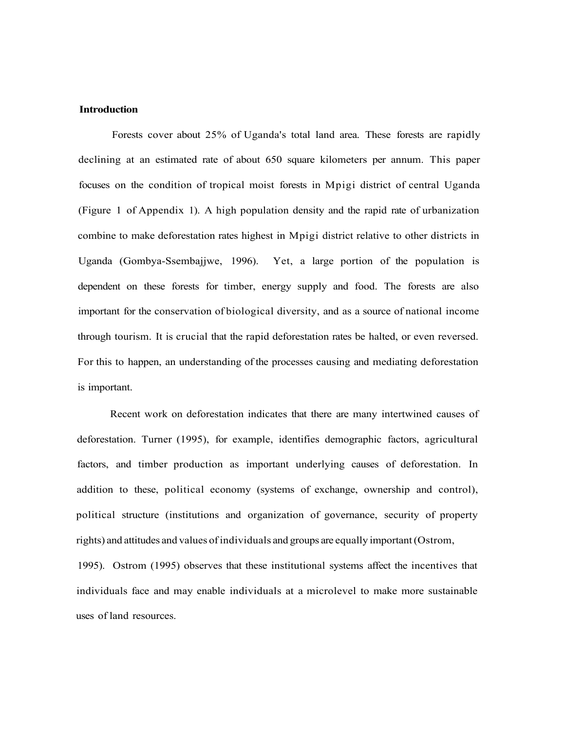## Introduction

Forests cover about 25% of Uganda's total land area. These forests are rapidly declining at an estimated rate of about 650 square kilometers per annum. This paper focuses on the condition of tropical moist forests in Mpigi district of central Uganda (Figure 1 of Appendix 1). A high population density and the rapid rate of urbanization combine to make deforestation rates highest in Mpigi district relative to other districts in Uganda (Gombya-Ssembajjwe, 1996). Yet, a large portion of the population is dependent on these forests for timber, energy supply and food. The forests are also important for the conservation of biological diversity, and as a source of national income through tourism. It is crucial that the rapid deforestation rates be halted, or even reversed. For this to happen, an understanding of the processes causing and mediating deforestation is important.

Recent work on deforestation indicates that there are many intertwined causes of deforestation. Turner (1995), for example, identifies demographic factors, agricultural factors, and timber production as important underlying causes of deforestation. In addition to these, political economy (systems of exchange, ownership and control), political structure (institutions and organization of governance, security of property rights) and attitudes and values of individuals and groups are equally important (Ostrom, 1995). Ostrom (1995) observes that these institutional systems affect the incentives that individuals face and may enable individuals at a microlevel to make more sustainable uses of land resources.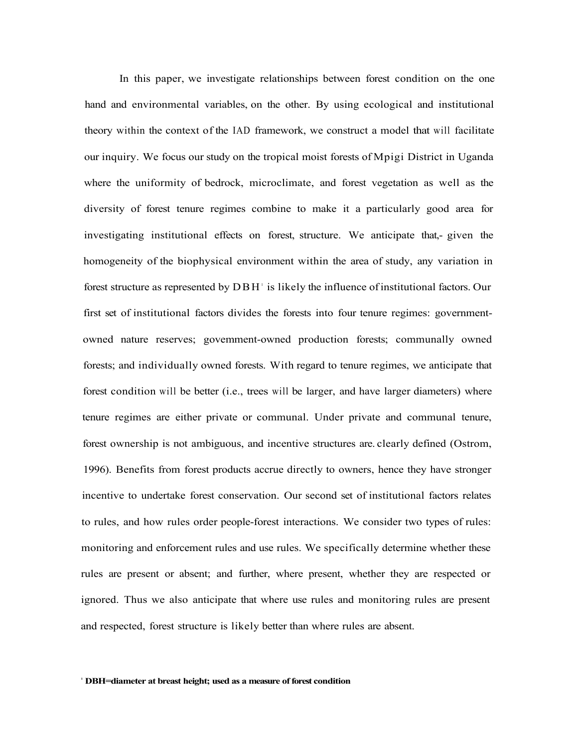In this paper, we investigate relationships between forest condition on the one hand and environmental variables, on the other. By using ecological and institutional theory within the context of the IAD framework, we construct a model that will facilitate our inquiry. We focus our study on the tropical moist forests of Mpigi District in Uganda where the uniformity of bedrock, microclimate, and forest vegetation as well as the diversity of forest tenure regimes combine to make it a particularly good area for investigating institutional effects on forest, structure. We anticipate that,- given the homogeneity of the biophysical environment within the area of study, any variation in forest structure as represented by DBH[1] is likely the influence of institutional factors. Our first set of institutional factors divides the forests into four tenure regimes: government-owned nature reserves; govemment-owned production forests; communally owned forests; and individually owned forests. With regard to tenure regimes, we anticipate that forest condition will be better (i.e., trees will be larger, and have larger diameters) where tenure regimes are either private or communal. Under private and communal tenure, forest ownership is not ambiguous, and incentive structures are. clearly defined (Ostrom, 1996). Benefits from forest products accrue directly to owners, hence they have stronger incentive to undertake forest conservation. Our second set of institutional factors relates to rules, and how rules order people-forest interactions. We consider two types of rules: monitoring and enforcement rules and use rules. We specifically determine whether these rules are present or absent; and further, where present, whether they are respected or ignored. Thus we also anticipate that where use rules and monitoring rules are present and respected, forest structure is likely better than where rules are absent.

[1] **DBH=diameter at breast height; used as a measure of forest condition**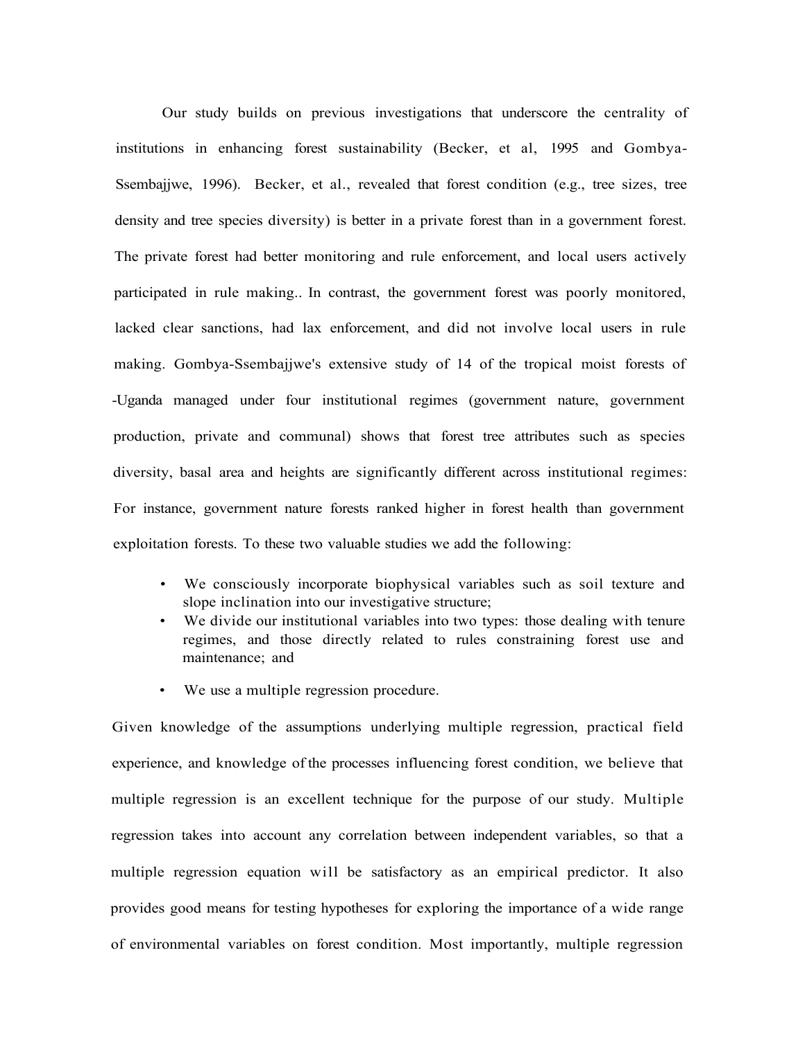Our study builds on previous investigations that underscore the centrality of institutions in enhancing forest sustainability (Becker, et al, 1995 and Gombya-Ssembajjwe, 1996). Becker, et al., revealed that forest condition (e.g., tree sizes, tree density and tree species diversity) is better in a private forest than in a government forest. The private forest had better monitoring and rule enforcement, and local users actively participated in rule making.. In contrast, the government forest was poorly monitored, lacked clear sanctions, had lax enforcement, and did not involve local users in rule making. Gombya-Ssembajjwe's extensive study of 14 of the tropical moist forests of -Uganda managed under four institutional regimes (government nature, government production, private and communal) shows that forest tree attributes such as species diversity, basal area and heights are significantly different across institutional regimes: For instance, government nature forests ranked higher in forest health than government exploitation forests. To these two valuable studies we add the following:

- We consciously incorporate biophysical variables such as soil texture and slope inclination into our investigative structure;
- We divide our institutional variables into two types: those dealing with tenure regimes, and those directly related to rules constraining forest use and maintenance; and
- We use a multiple regression procedure.

Given knowledge of the assumptions underlying multiple regression, practical field experience, and knowledge of the processes influencing forest condition, we believe that multiple regression is an excellent technique for the purpose of our study. Multiple regression takes into account any correlation between independent variables, so that a multiple regression equation will be satisfactory as an empirical predictor. It also provides good means for testing hypotheses for exploring the importance of a wide range of environmental variables on forest condition. Most importantly, multiple regression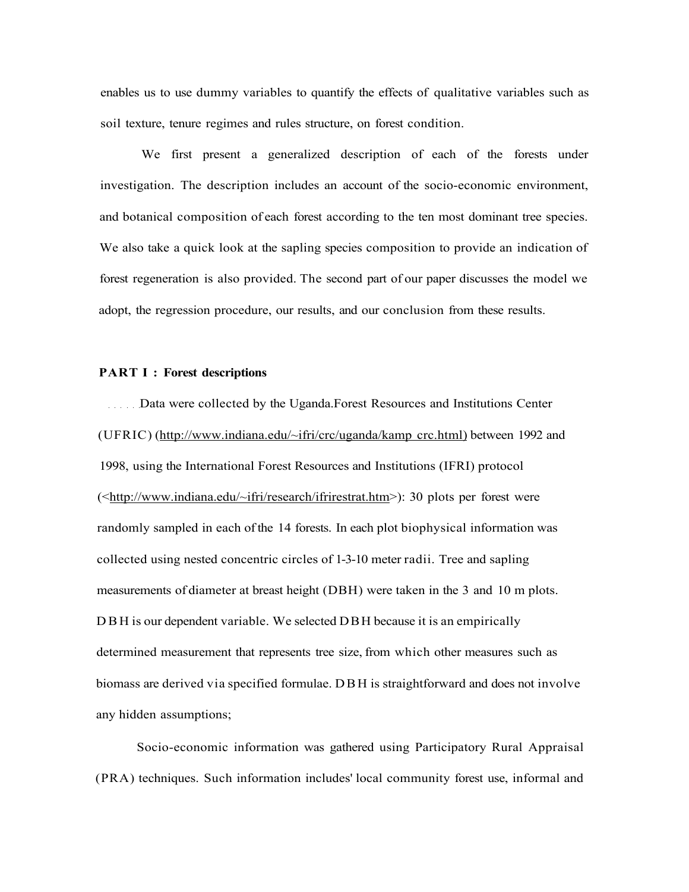enables us to use dummy variables to quantify the effects of qualitative variables such as soil texture, tenure regimes and rules structure, on forest condition.

We first present a generalized description of each of the forests under investigation. The description includes an account of the socio-economic environment, and botanical composition of each forest according to the ten most dominant tree species. We also take a quick look at the sapling species composition to provide an indication of forest regeneration is also provided. The second part of our paper discusses the model we adopt, the regression procedure, our results, and our conclusion from these results.

**PART I : Forest descriptions**

Data were collected by the Uganda.Forest Resources and Institutions Center (UFRIC) (http://www.indiana.edu/~ifri/crc/uganda/kamp crc.html) between 1992 and 1998, using the International Forest Resources and Institutions (IFRI) protocol (<http://www.indiana.edu/~ifri/research/ifrirestrat.htm>): 30 plots per forest were randomly sampled in each of the 14 forests. In each plot biophysical information was collected using nested concentric circles of 1-3-10 meter radii. Tree and sapling measurements of diameter at breast height (DBH) were taken in the 3 and 10 m plots. DBH is our dependent variable. We selected DBH because it is an empirically determined measurement that represents tree size, from which other measures such as biomass are derived via specified formulae. DBH is straightforward and does not involve any hidden assumptions;

Socio-economic information was gathered using Participatory Rural Appraisal (PRA) techniques. Such information includes' local community forest use, informal and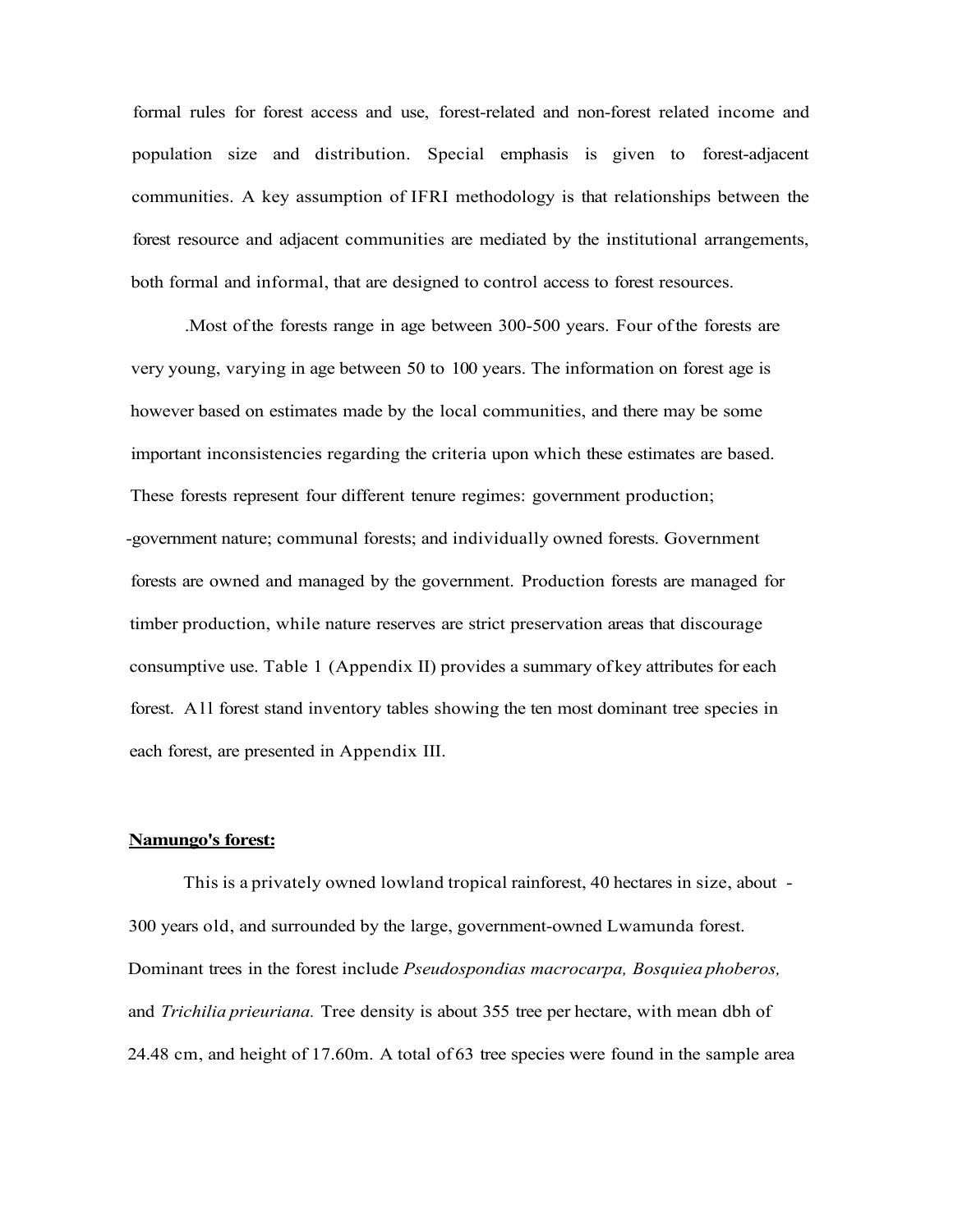formal rules for forest access and use, forest-related and non-forest related income and population size and distribution. Special emphasis is given to forest-adjacent communities. A key assumption of IFRI methodology is that relationships between the forest resource and adjacent communities are mediated by the institutional arrangements, both formal and informal, that are designed to control access to forest resources.

.Most of the forests range in age between 300-500 years. Four of the forests are very young, varying in age between 50 to 100 years. The information on forest age is however based on estimates made by the local communities, and there may be some important inconsistencies regarding the criteria upon which these estimates are based. These forests represent four different tenure regimes: government production; -government nature; communal forests; and individually owned forests. Government forests are owned and managed by the government. Production forests are managed for timber production, while nature reserves are strict preservation areas that discourage consumptive use. Table 1 (Appendix II) provides a summary of key attributes for each forest. All forest stand inventory tables showing the ten most dominant tree species in each forest, are presented in Appendix III.

**Namungo's forest:**

This is a privately owned lowland tropical rainforest, 40 hectares in size, about - 300 years old, and surrounded by the large, government-owned Lwamunda forest. Dominant trees in the forest include *Pseudospondias macrocarpa, Bosquiea phoberos,* and *Trichilia prieuriana.* Tree density is about 355 tree per hectare, with mean dbh of 24.48 cm, and height of 17.60m. A total of 63 tree species were found in the sample area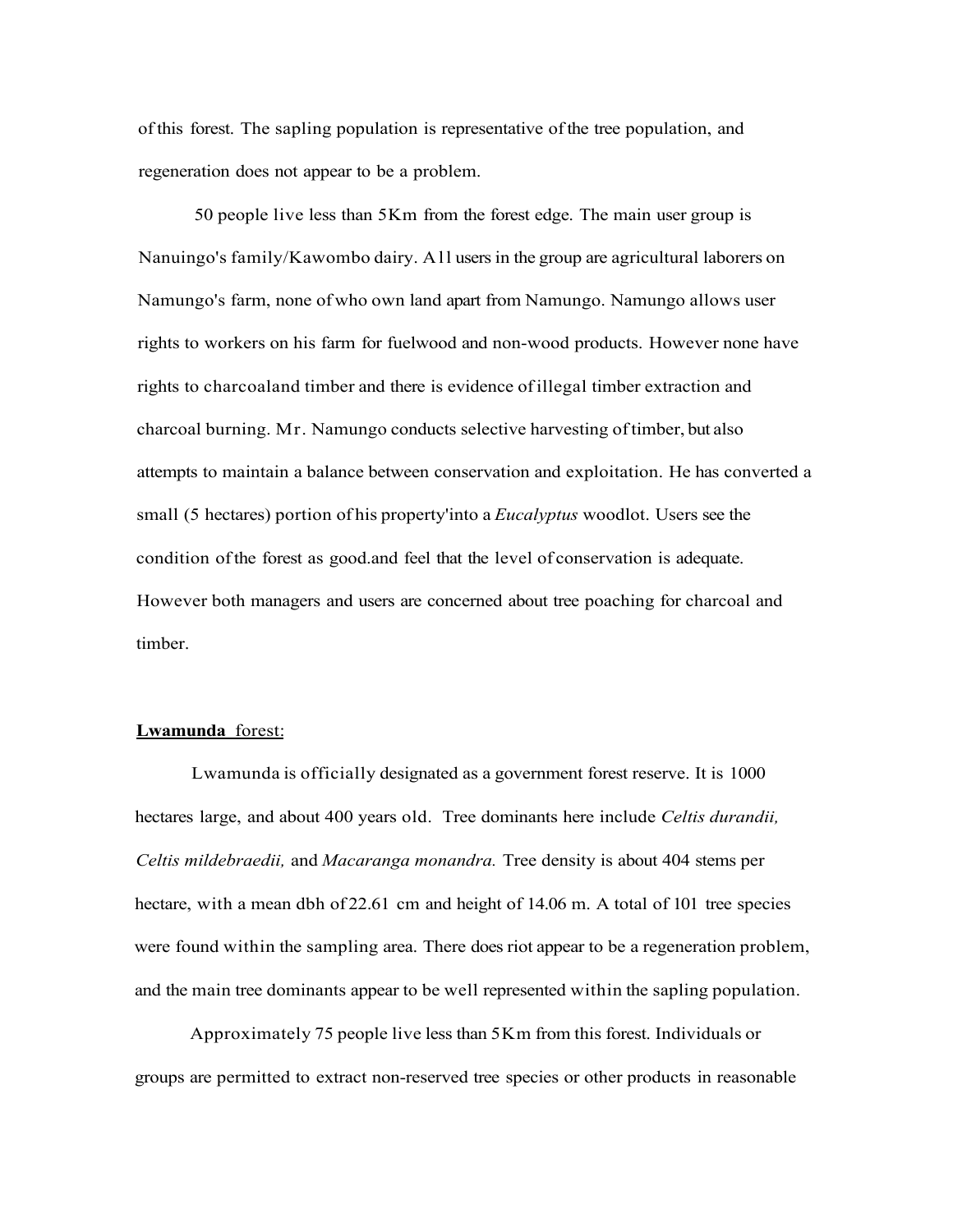of this forest. The sapling population is representative of the tree population, and regeneration does not appear to be a problem.

50 people live less than 5Km from the forest edge. The main user group is Nanuingo's family/Kawombo dairy. A1l users in the group are agricultural laborers on Namungo's farm, none of who own land apart from Namungo. Namungo allows user rights to workers on his farm for fuelwood and non-wood products. However none have rights to charcoaland timber and there is evidence of illegal timber extraction and charcoal burning. Mr. Namungo conducts selective harvesting of timber, but also attempts to maintain a balance between conservation and exploitation. He has converted a small (5 hectares) portion of his property'into a *Eucalyptus* woodlot. Users see the condition of the forest as good.and feel that the level of conservation is adequate. However both managers and users are concerned about tree poaching for charcoal and timber.

**Lwamunda** forest:

Lwamunda is officially designated as a government forest reserve. It is 1000 hectares large, and about 400 years old. Tree dominants here include *Celtis durandii, Celtis mildebraedii,* and *Macaranga monandra.* Tree density is about 404 stems per hectare, with a mean dbh of 22.61 cm and height of 14.06 m. A total of 101 tree species were found within the sampling area. There does riot appear to be a regeneration problem, and the main tree dominants appear to be well represented within the sapling population.

Approximately 75 people live less than 5Km from this forest. Individuals or groups are permitted to extract non-reserved tree species or other products in reasonable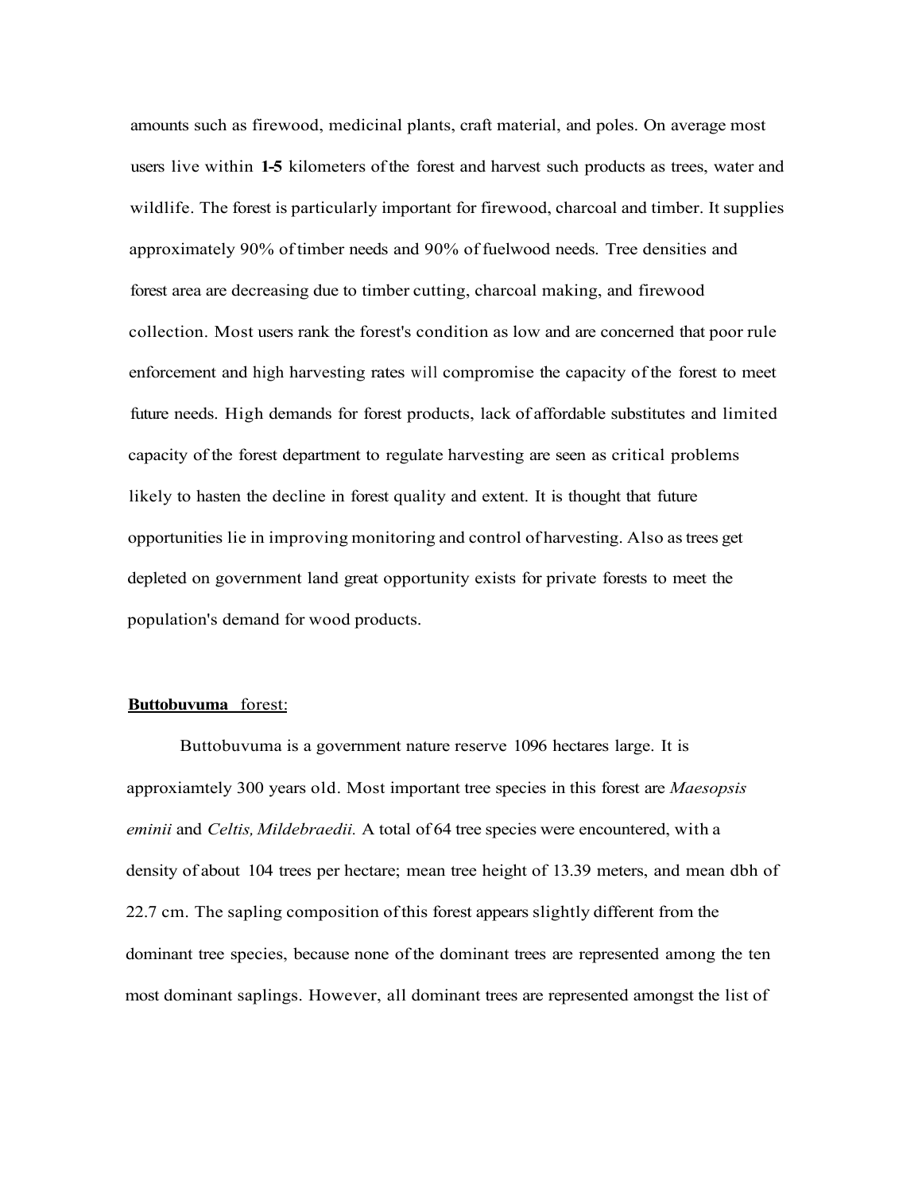amounts such as firewood, medicinal plants, craft material, and poles. On average most users live within **1-5** kilometers of the forest and harvest such products as trees, water and wildlife. The forest is particularly important for firewood, charcoal and timber. It supplies approximately 90% of timber needs and 90% of fuelwood needs. Tree densities and forest area are decreasing due to timber cutting, charcoal making, and firewood collection. Most users rank the forest's condition as low and are concerned that poor rule enforcement and high harvesting rates will compromise the capacity of the forest to meet future needs. High demands for forest products, lack of affordable substitutes and limited capacity of the forest department to regulate harvesting are seen as critical problems likely to hasten the decline in forest quality and extent. It is thought that future opportunities lie in improving monitoring and control of harvesting. Also as trees get depleted on government land great opportunity exists for private forests to meet the population's demand for wood products.

**Buttobuvuma** forest:

Buttobuvuma is a government nature reserve 1096 hectares large. It is approxiamtely 300 years old. Most important tree species in this forest are *Maesopsis eminii* and *Celtis, Mildebraedii.* A total of 64 tree species were encountered, with a density of about 104 trees per hectare; mean tree height of 13.39 meters, and mean dbh of 22.7 cm. The sapling composition of this forest appears slightly different from the dominant tree species, because none of the dominant trees are represented among the ten most dominant saplings. However, all dominant trees are represented amongst the list of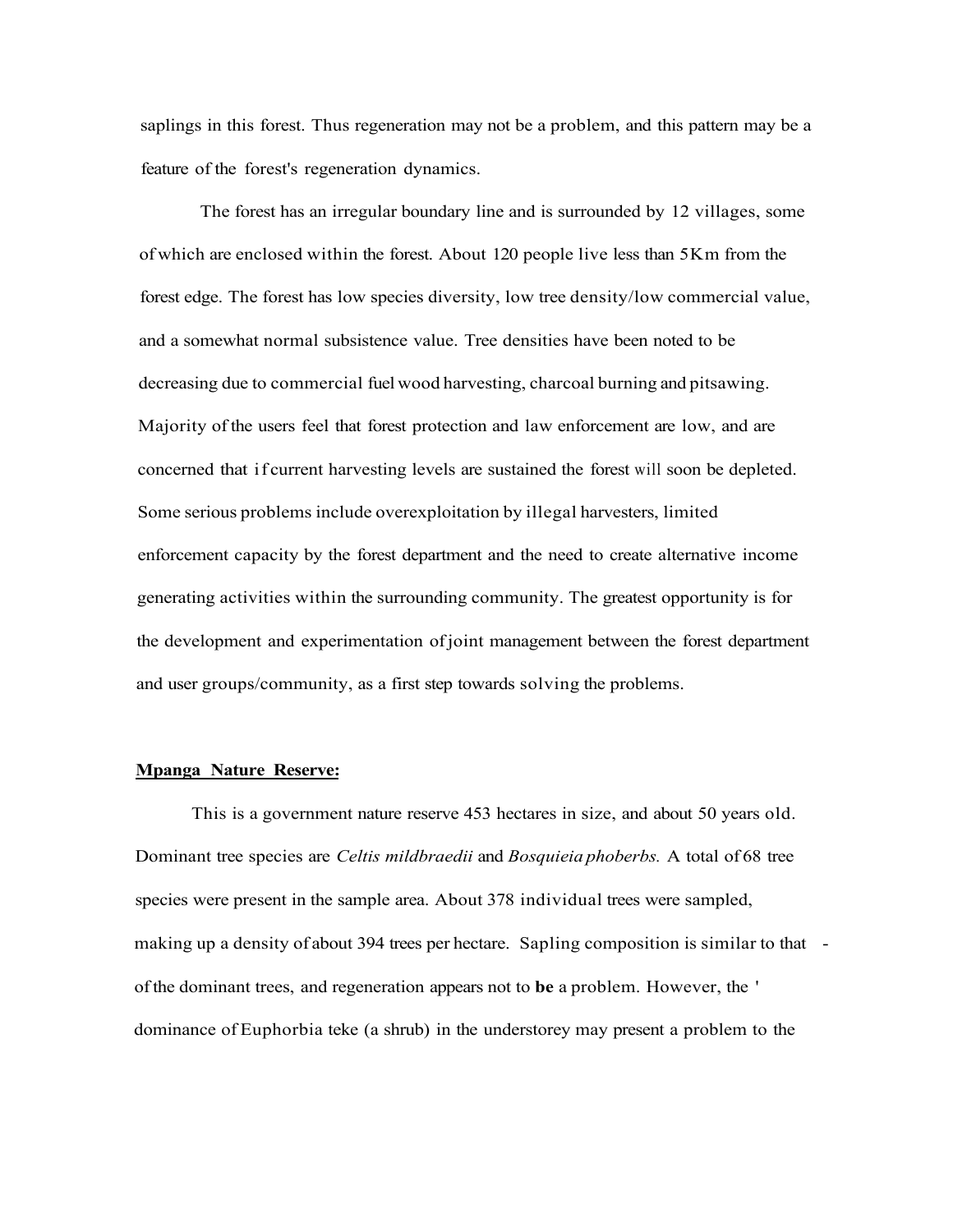saplings in this forest. Thus regeneration may not be a problem, and this pattern may be a feature of the forest's regeneration dynamics.

The forest has an irregular boundary line and is surrounded by 12 villages, some of which are enclosed within the forest. About 120 people live less than 5Km from the forest edge. The forest has low species diversity, low tree density/low commercial value, and a somewhat normal subsistence value. Tree densities have been noted to be decreasing due to commercial fuel wood harvesting, charcoal burning and pitsawing. Majority of the users feel that forest protection and law enforcement are low, and are concerned that if current harvesting levels are sustained the forest will soon be depleted. Some serious problems include overexploitation by illegal harvesters, limited enforcement capacity by the forest department and the need to create alternative income generating activities within the surrounding community. The greatest opportunity is for the development and experimentation of joint management between the forest department and user groups/community, as a first step towards solving the problems.

**Mpanga Nature Reserve:**

This is a government nature reserve 453 hectares in size, and about 50 years old. Dominant tree species are *Celtis mildbraedii* and *Bosquieia phoberbs.* A total of 68 tree species were present in the sample area. About 378 individual trees were sampled, making up a density of about 394 trees per hectare. Sapling composition is similar to that of the dominant trees, and regeneration appears not to **be** a problem. However, the dominance of Euphorbia teke (a shrub) in the understorey may present a problem to the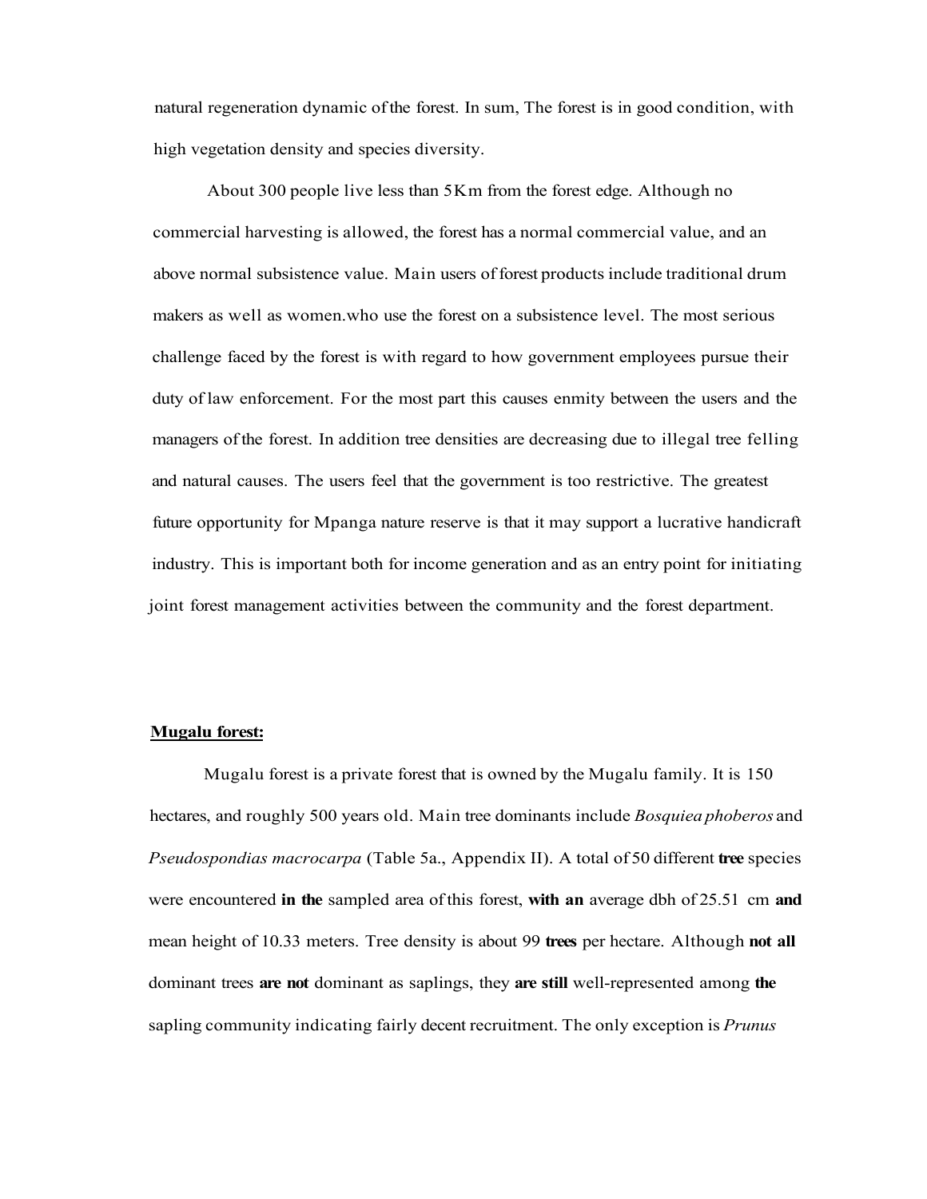natural regeneration dynamic of the forest. In sum, The forest is in good condition, with high vegetation density and species diversity.

About 300 people live less than 5Km from the forest edge. Although no commercial harvesting is allowed, the forest has a normal commercial value, and an above normal subsistence value. Main users of forest products include traditional drum makers as well as women.who use the forest on a subsistence level. The most serious challenge faced by the forest is with regard to how government employees pursue their duty of law enforcement. For the most part this causes enmity between the users and the managers of the forest. In addition tree densities are decreasing due to illegal tree felling and natural causes. The users feel that the government is too restrictive. The greatest future opportunity for Mpanga nature reserve is that it may support a lucrative handicraft industry. This is important both for income generation and as an entry point for initiating joint forest management activities between the community and the forest department.

**Mugalu forest:**

Mugalu forest is a private forest that is owned by the Mugalu family. It is 150 hectares, and roughly 500 years old. Main tree dominants include *Bosquiea phoberos* and *Pseudospondias macrocarpa* (Table 5a., Appendix II). A total of 50 different **tree** species were encountered **in the** sampled area of this forest, **with an** average dbh of 25.51 cm **and** mean height of 10.33 meters. Tree density is about 99 **trees** per hectare. Although **not all** dominant trees **are not** dominant as saplings, they **are still** well-represented among **the** sapling community indicating fairly decent recruitment. The only exception is *Prunus*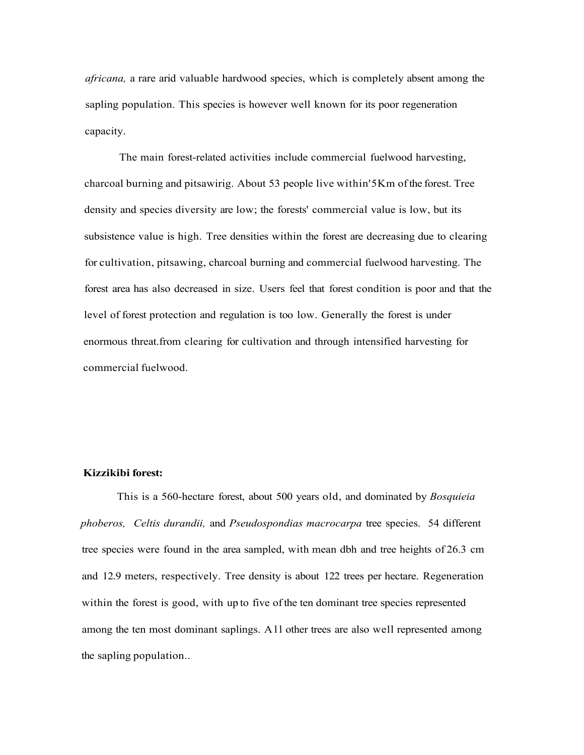*africana,* a rare arid valuable hardwood species, which is completely absent among the sapling population. This species is however well known for its poor regeneration capacity.

The main forest-related activities include commercial fuelwood harvesting, charcoal burning and pitsawirig. About 53 people live within'5Km of the forest. Tree density and species diversity are low; the forests' commercial value is low, but its subsistence value is high. Tree densities within the forest are decreasing due to clearing for cultivation, pitsawing, charcoal burning and commercial fuelwood harvesting. The forest area has also decreased in size. Users feel that forest condition is poor and that the level of forest protection and regulation is too low. Generally the forest is under enormous threat.from clearing for cultivation and through intensified harvesting for commercial fuelwood.

**Kizzikibi forest:**

This is a 560-hectare forest, about 500 years old, and dominated by *Bosquieia phoberos, Celtis durandii,* and *Pseudospondias macrocarpa* tree species. 54 different tree species were found in the area sampled, with mean dbh and tree heights of 26.3 cm and 12.9 meters, respectively. Tree density is about 122 trees per hectare. Regeneration within the forest is good, with up to five of the ten dominant tree species represented among the ten most dominant saplings. A1l other trees are also well represented among the sapling population..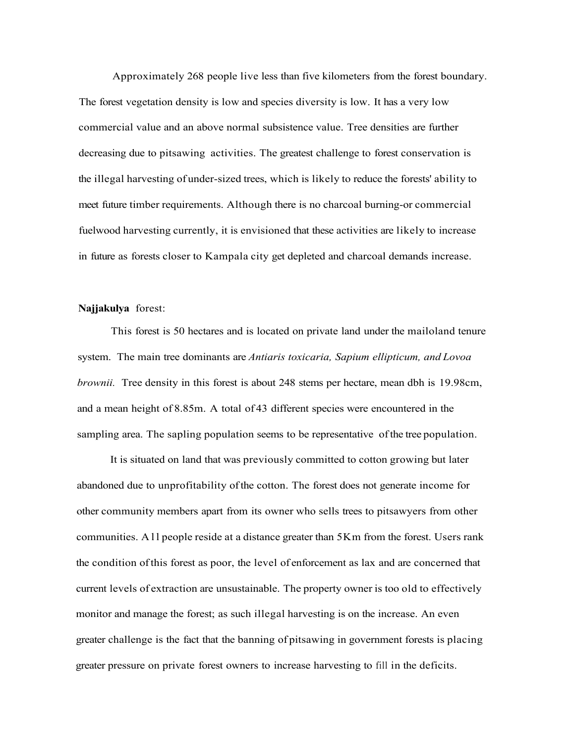Approximately 268 people live less than five kilometers from the forest boundary. The forest vegetation density is low and species diversity is low. It has a very low commercial value and an above normal subsistence value. Tree densities are further decreasing due to pitsawing activities. The greatest challenge to forest conservation is the illegal harvesting of under-sized trees, which is likely to reduce the forests' ability to meet future timber requirements. Although there is no charcoal burning-or commercial fuelwood harvesting currently, it is envisioned that these activities are likely to increase in future as forests closer to Kampala city get depleted and charcoal demands increase.

**Najjakulya** forest:

This forest is 50 hectares and is located on private land under the mailoland tenure system. The main tree dominants are *Antiaris toxicaria, Sapium ellipticum, and Lovoa brownii.* Tree density in this forest is about 248 stems per hectare, mean dbh is 19.98cm, and a mean height of 8.85m. A total of 43 different species were encountered in the sampling area. The sapling population seems to be representative of the tree population.

It is situated on land that was previously committed to cotton growing but later abandoned due to unprofitability of the cotton. The forest does not generate income for other community members apart from its owner who sells trees to pitsawyers from other communities. All people reside at a distance greater than 5Km from the forest. Users rank the condition of this forest as poor, the level of enforcement as lax and are concerned that current levels of extraction are unsustainable. The property owner is too old to effectively monitor and manage the forest; as such illegal harvesting is on the increase. An even greater challenge is the fact that the banning of pitsawing in government forests is placing greater pressure on private forest owners to increase harvesting to fill in the deficits.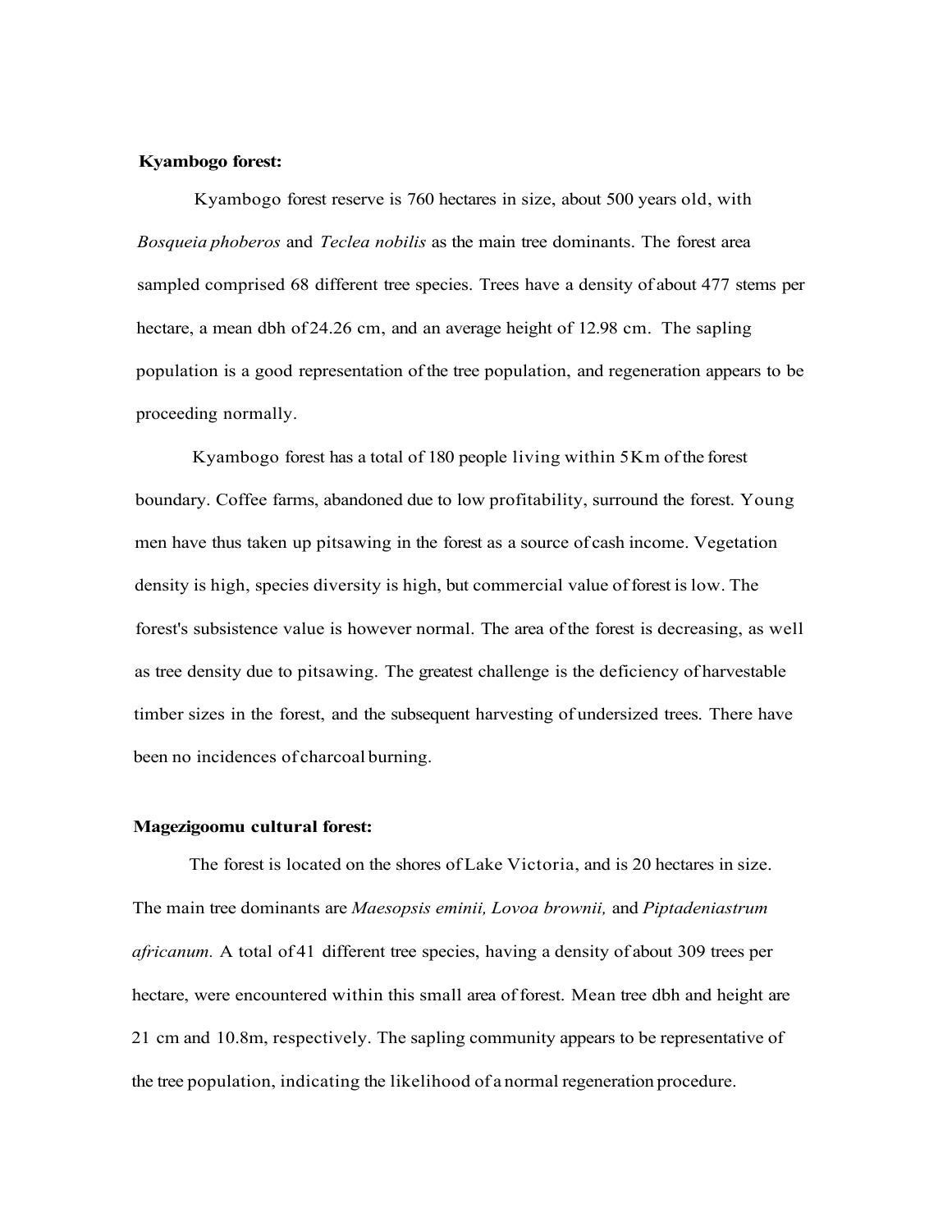**Kyambogo forest:**

Kyambogo forest reserve is 760 hectares in size, about 500 years old, with *Bosqueia phoberos* and *Teclea nobilis* as the main tree dominants. The forest area sampled comprised 68 different tree species. Trees have a density of about 477 stems per hectare, a mean dbh of 24.26 cm, and an average height of 12.98 cm. The sapling population is a good representation of the tree population, and regeneration appears to be proceeding normally.

Kyambogo forest has a total of 180 people living within 5Km of the forest boundary. Coffee farms, abandoned due to low profitability, surround the forest. Young men have thus taken up pitsawing in the forest as a source of cash income. Vegetation density is high, species diversity is high, but commercial value of forest is low. The forest's subsistence value is however normal. The area of the forest is decreasing, as well as tree density due to pitsawing. The greatest challenge is the deficiency of harvestable timber sizes in the forest, and the subsequent harvesting of undersized trees. There have been no incidences of charcoal burning.

**Magezigoomu cultural forest:**

The forest is located on the shores of Lake Victoria, and is 20 hectares in size. The main tree dominants are *Maesopsis eminii, Lovoa brownii,* and *Piptadeniastrum africanum.* A total of 41 different tree species, having a density of about 309 trees per hectare, were encountered within this small area of forest. Mean tree dbh and height are 21 cm and 10.8m, respectively. The sapling community appears to be representative of the tree population, indicating the likelihood of a normal regeneration procedure.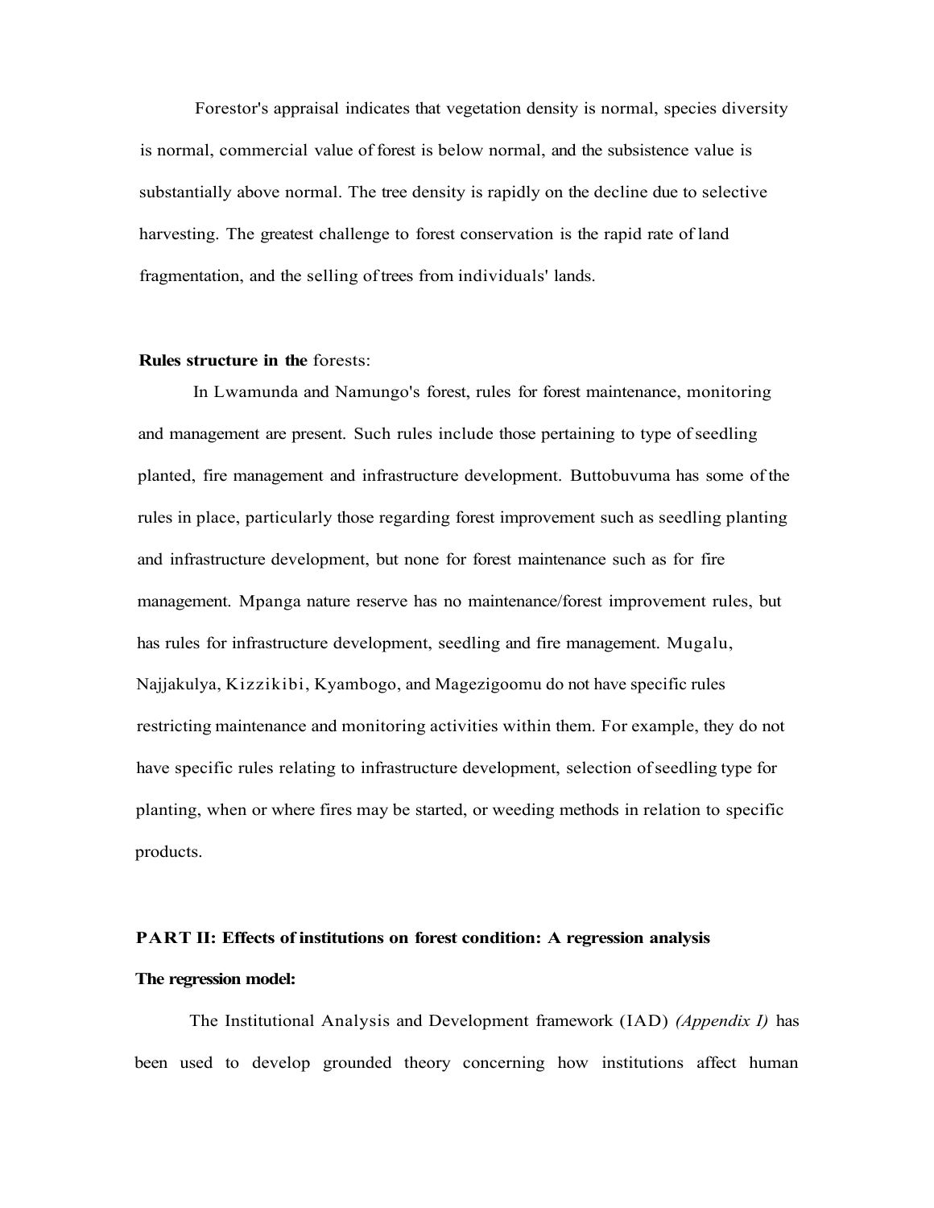Forestor's appraisal indicates that vegetation density is normal, species diversity is normal, commercial value of forest is below normal, and the subsistence value is substantially above normal. The tree density is rapidly on the decline due to selective harvesting. The greatest challenge to forest conservation is the rapid rate of land fragmentation, and the selling of trees from individuals' lands.

**Rules structure in the** forests:

In Lwamunda and Namungo's forest, rules for forest maintenance, monitoring and management are present. Such rules include those pertaining to type of seedling planted, fire management and infrastructure development. Buttobuvuma has some of the rules in place, particularly those regarding forest improvement such as seedling planting and infrastructure development, but none for forest maintenance such as for fire management. Mpanga nature reserve has no maintenance/forest improvement rules, but has rules for infrastructure development, seedling and fire management. Mugalu, Najjakulya, Kizzikibi, Kyambogo, and Magezigoomu do not have specific rules restricting maintenance and monitoring activities within them. For example, they do not have specific rules relating to infrastructure development, selection of seedling type for planting, when or where fires may be started, or weeding methods in relation to specific products.

**PART II: Effects of institutions on forest condition: A regression analysis**

**The regression model:**

The Institutional Analysis and Development framework (IAD) *(Appendix I)* has been used to develop grounded theory concerning how institutions affect human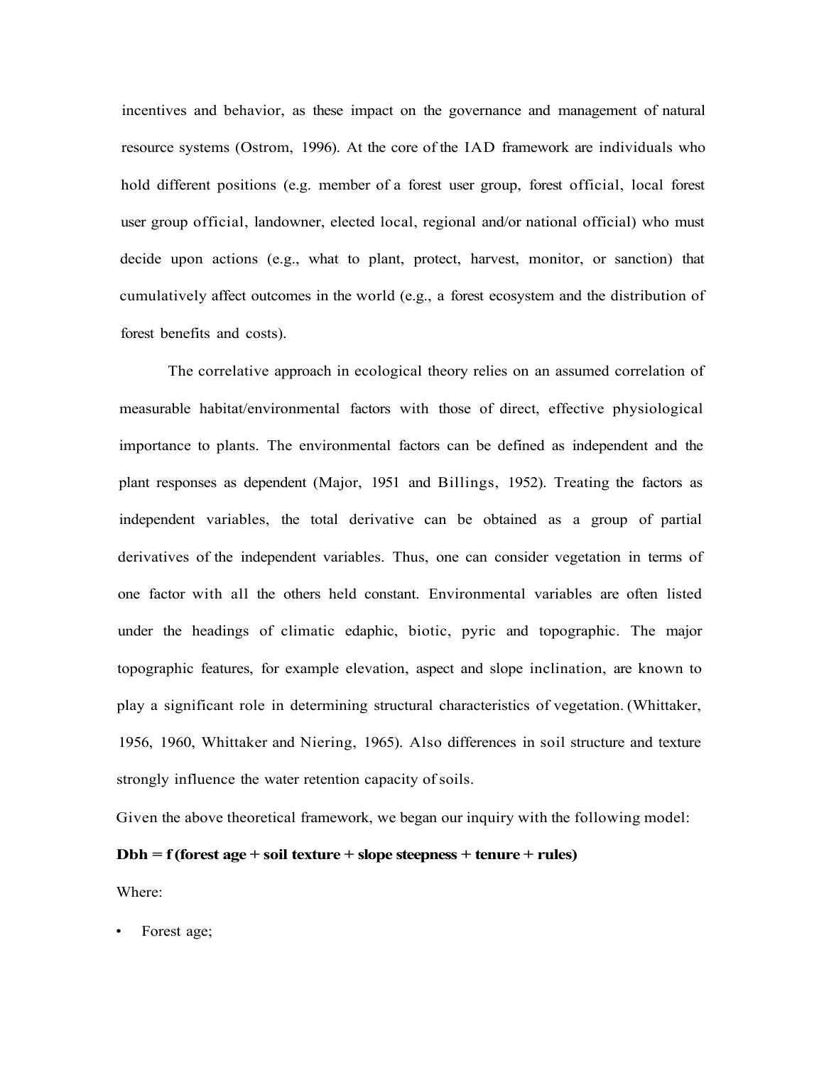incentives and behavior, as these impact on the governance and management of natural resource systems (Ostrom, 1996). At the core of the IAD framework are individuals who hold different positions (e.g. member of a forest user group, forest official, local forest user group official, landowner, elected local, regional and/or national official) who must decide upon actions (e.g., what to plant, protect, harvest, monitor, or sanction) that cumulatively affect outcomes in the world (e.g., a forest ecosystem and the distribution of forest benefits and costs).

The correlative approach in ecological theory relies on an assumed correlation of measurable habitat/environmental factors with those of direct, effective physiological importance to plants. The environmental factors can be defined as independent and the plant responses as dependent (Major, 1951 and Billings, 1952). Treating the factors as independent variables, the total derivative can be obtained as a group of partial derivatives of the independent variables. Thus, one can consider vegetation in terms of one factor with all the others held constant. Environmental variables are often listed under the headings of climatic edaphic, biotic, pyric and topographic. The major topographic features, for example elevation, aspect and slope inclination, are known to play a significant role in determining structural characteristics of vegetation. (Whittaker, 1956, 1960, Whittaker and Niering, 1965). Also differences in soil structure and texture strongly influence the water retention capacity of soils.

Given the above theoretical framework, we began our inquiry with the following model:

**Dbh = f (forest age + soil texture + slope steepness + tenure + rules)**

Where:

- Forest age;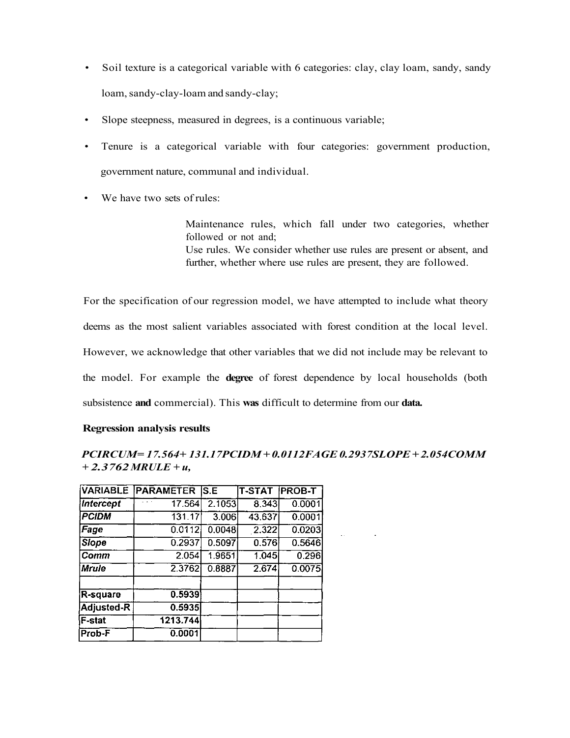- Soil texture is a categorical variable with 6 categories: clay, clay loam, sandy, sandy loam, sandy-clay-loam and sandy-clay;
- Slope steepness, measured in degrees, is a continuous variable;
- Tenure is a categorical variable with four categories: government production, government nature, communal and individual.
- We have two sets of rules:

  Maintenance rules, which fall under two categories, whether followed or not and;
  Use rules. We consider whether use rules are present or absent, and further, whether where use rules are present, they are followed.

For the specification of our regression model, we have attempted to include what theory deems as the most salient variables associated with forest condition at the local level. However, we acknowledge that other variables that we did not include may be relevant to the model. For example the **degree** of forest dependence by local households (both subsistence **and** commercial). This **was** difficult to determine from our **data.**

**Regression analysis results**

***PCIRCUM= 17.564+ 131.17PCIDM + 0.0112FAGE 0.2937SLOPE + 2.054COMM + 2.3762 MRULE + u,***

| VARIABLE | PARAMETER | S.E | T-STAT | PROB-T |
|---|---|---|---|---|
| *Intercept* | 17.564 | 2.1053 | 8.343 | 0.0001 |
| *PCIDM* | 131.17 | 3.006 | 43.637 | 0.0001 |
| *Fage* | 0.0112 | 0.0048 | 2.322 | 0.0203 |
| *Slope* | 0.2937 | 0.5097 | 0.576 | 0.5646 |
| *Comm* | 2.054 | 1.9651 | 1.045 | 0.296 |
| *Mrule* | 2.3762 | 0.8887 | 2.674 | 0.0075 |
| | | | | |
| R-square | 0.5939 | | | |
| Adjusted-R | 0.5935 | | | |
| F-stat | 1213.744 | | | |
| Prob-F | 0.0001 | | | |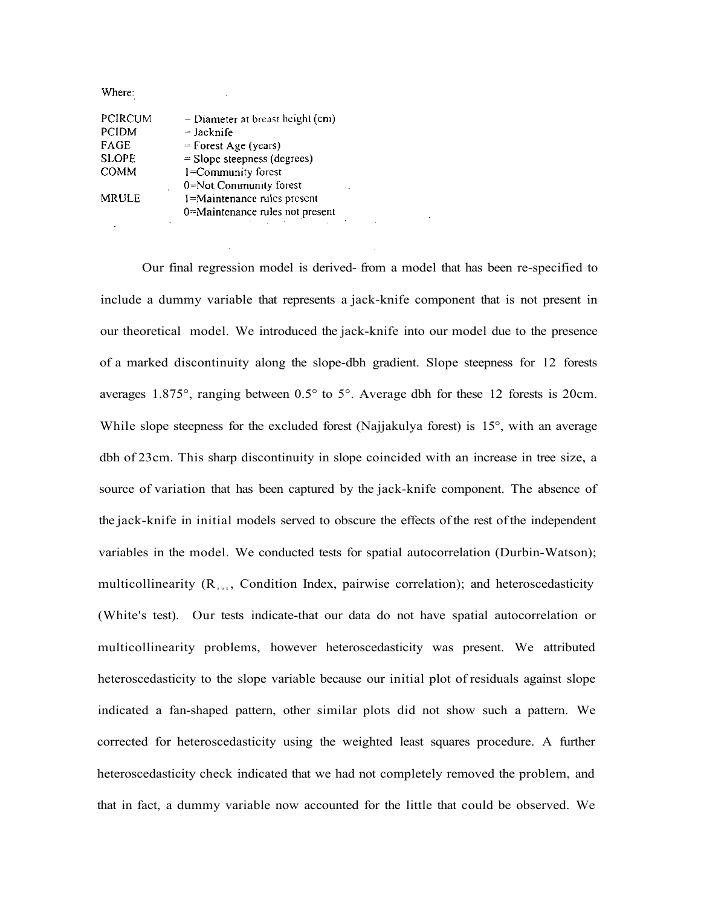Where:

| | |
|---|---|
| PCIRCUM | = Diameter at breast height (cm) |
| PCIDM | = Jacknife |
| FAGE | = Forest Age (years) |
| SLOPE | = Slope steepness (degrees) |
| COMM | 1=Community forest<br>0=Not Community forest |
| MRULE | 1=Maintenance rules present<br>0=Maintenance rules not present |

Our final regression model is derived- from a model that has been re-specified to include a dummy variable that represents a jack-knife component that is not present in our theoretical model. We introduced the jack-knife into our model due to the presence of a marked discontinuity along the slope-dbh gradient. Slope steepness for 12 forests averages 1.875°, ranging between 0.5° to 5°. Average dbh for these 12 forests is 20cm. While slope steepness for the excluded forest (Najjakulya forest) is 15°, with an average dbh of 23cm. This sharp discontinuity in slope coincided with an increase in tree size, a source of variation that has been captured by the jack-knife component. The absence of the jack-knife in initial models served to obscure the effects of the rest of the independent variables in the model. We conducted tests for spatial autocorrelation (Durbin-Watson); multicollinearity ($R_{aux}$, Condition Index, pairwise correlation); and heteroscedasticity (White's test). Our tests indicate-that our data do not have spatial autocorrelation or multicollinearity problems, however heteroscedasticity was present. We attributed heteroscedasticity to the slope variable because our initial plot of residuals against slope indicated a fan-shaped pattern, other similar plots did not show such a pattern. We corrected for heteroscedasticity using the weighted least squares procedure. A further heteroscedasticity check indicated that we had not completely removed the problem, and that in fact, a dummy variable now accounted for the little that could be observed. We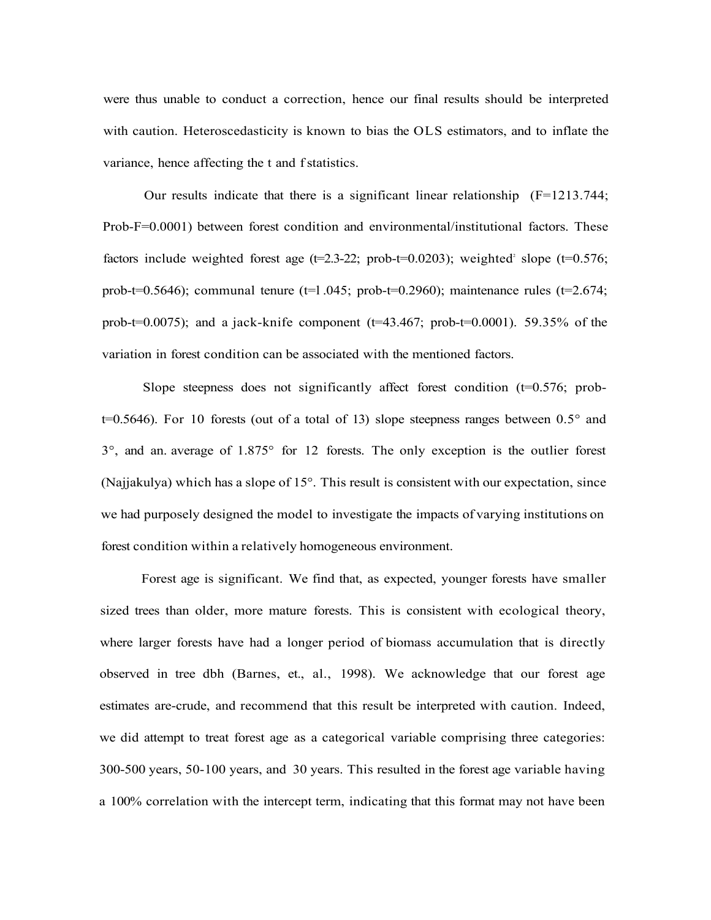were thus unable to conduct a correction, hence our final results should be interpreted with caution. Heteroscedasticity is known to bias the OLS estimators, and to inflate the variance, hence affecting the t and f statistics.

Our results indicate that there is a significant linear relationship ($F=1213.744$; Prob-F=0.0001) between forest condition and environmental/institutional factors. These factors include weighted forest age (t=2.3-22; prob-t=0.0203); weighted[2] slope (t=0.576; prob-t=0.5646); communal tenure (t=1.045; prob-t=0.2960); maintenance rules (t=2.674; prob-t=0.0075); and a jack-knife component (t=43.467; prob-t=0.0001). 59.35% of the variation in forest condition can be associated with the mentioned factors.

Slope steepness does not significantly affect forest condition (t=0.576; prob-t=0.5646). For 10 forests (out of a total of 13) slope steepness ranges between 0.5° and 3°, and an. average of 1.875° for 12 forests. The only exception is the outlier forest (Najjakulya) which has a slope of 15°. This result is consistent with our expectation, since we had purposely designed the model to investigate the impacts of varying institutions on forest condition within a relatively homogeneous environment.

Forest age is significant. We find that, as expected, younger forests have smaller sized trees than older, more mature forests. This is consistent with ecological theory, where larger forests have had a longer period of biomass accumulation that is directly observed in tree dbh (Barnes, et., al., 1998). We acknowledge that our forest age estimates are-crude, and recommend that this result be interpreted with caution. Indeed, we did attempt to treat forest age as a categorical variable comprising three categories: 300-500 years, 50-100 years, and 30 years. This resulted in the forest age variable having a 100% correlation with the intercept term, indicating that this format may not have been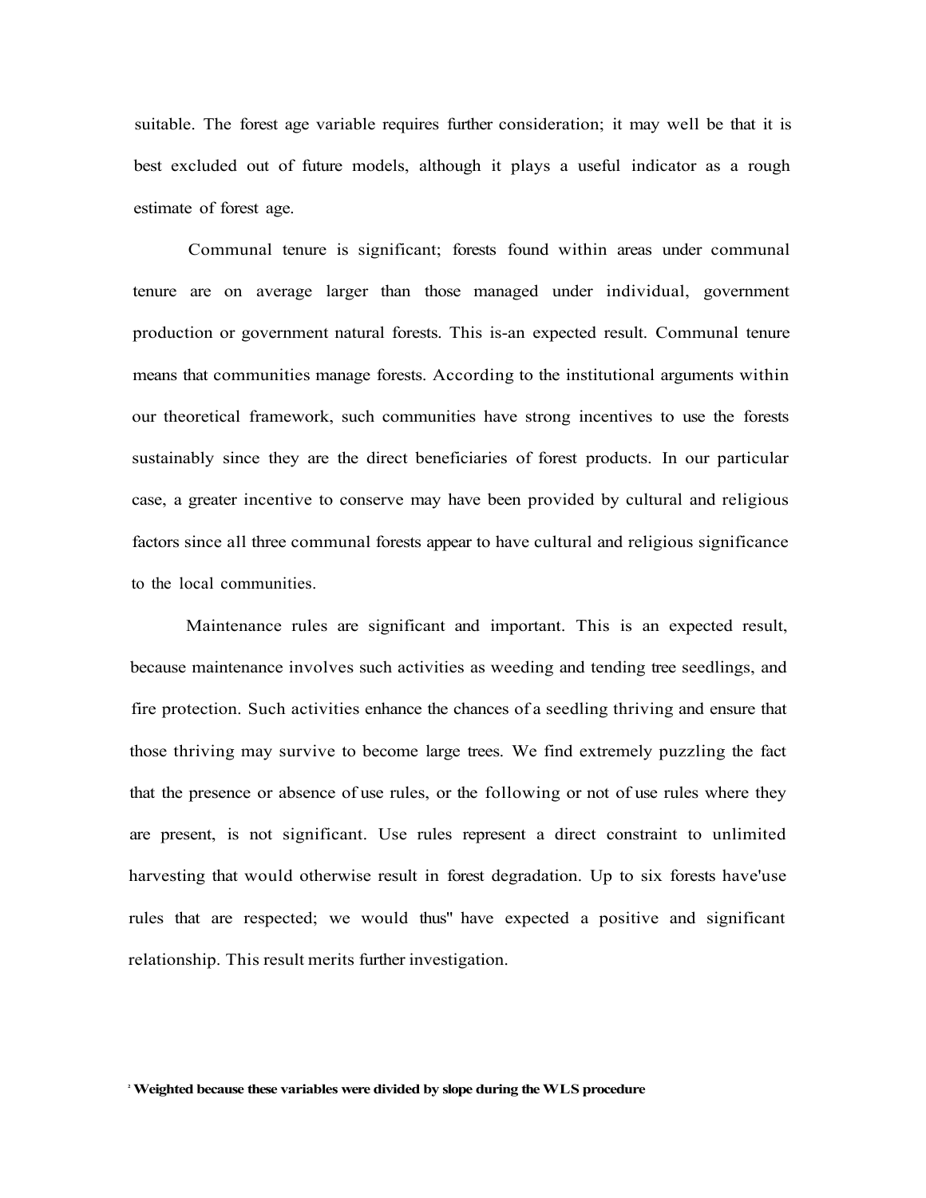suitable. The forest age variable requires further consideration; it may well be that it is best excluded out of future models, although it plays a useful indicator as a rough estimate of forest age.

Communal tenure is significant; forests found within areas under communal tenure are on average larger than those managed under individual, government production or government natural forests. This is-an expected result. Communal tenure means that communities manage forests. According to the institutional arguments within our theoretical framework, such communities have strong incentives to use the forests sustainably since they are the direct beneficiaries of forest products. In our particular case, a greater incentive to conserve may have been provided by cultural and religious factors since all three communal forests appear to have cultural and religious significance to the local communities.

Maintenance rules are significant and important. This is an expected result, because maintenance involves such activities as weeding and tending tree seedlings, and fire protection. Such activities enhance the chances of a seedling thriving and ensure that those thriving may survive to become large trees. We find extremely puzzling the fact that the presence or absence of use rules, or the following or not of use rules where they are present, is not significant. Use rules represent a direct constraint to unlimited harvesting that would otherwise result in forest degradation. Up to six forests have'use rules that are respected; we would thus" have expected a positive and significant relationship. This result merits further investigation.

[2] **Weighted because these variables were divided by slope during the WLS procedure**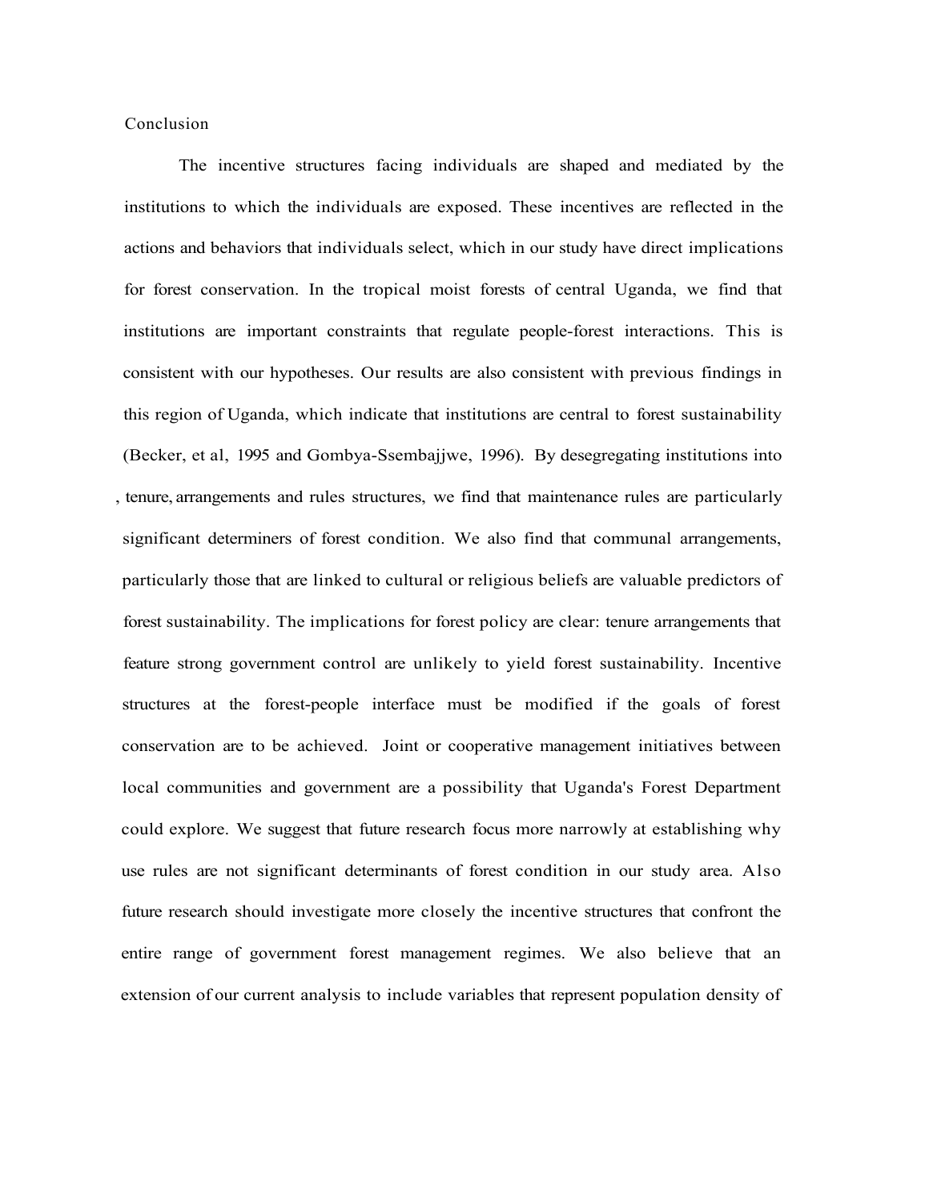## Conclusion

The incentive structures facing individuals are shaped and mediated by the institutions to which the individuals are exposed. These incentives are reflected in the actions and behaviors that individuals select, which in our study have direct implications for forest conservation. In the tropical moist forests of central Uganda, we find that institutions are important constraints that regulate people-forest interactions. This is consistent with our hypotheses. Our results are also consistent with previous findings in this region of Uganda, which indicate that institutions are central to forest sustainability (Becker, et al, 1995 and Gombya-Ssembajjwe, 1996). By desegregating institutions into , tenure, arrangements and rules structures, we find that maintenance rules are particularly significant determiners of forest condition. We also find that communal arrangements, particularly those that are linked to cultural or religious beliefs are valuable predictors of forest sustainability. The implications for forest policy are clear: tenure arrangements that feature strong government control are unlikely to yield forest sustainability. Incentive structures at the forest-people interface must be modified if the goals of forest conservation are to be achieved. Joint or cooperative management initiatives between local communities and government are a possibility that Uganda's Forest Department could explore. We suggest that future research focus more narrowly at establishing why use rules are not significant determinants of forest condition in our study area. Also future research should investigate more closely the incentive structures that confront the entire range of government forest management regimes. We also believe that an extension of our current analysis to include variables that represent population density of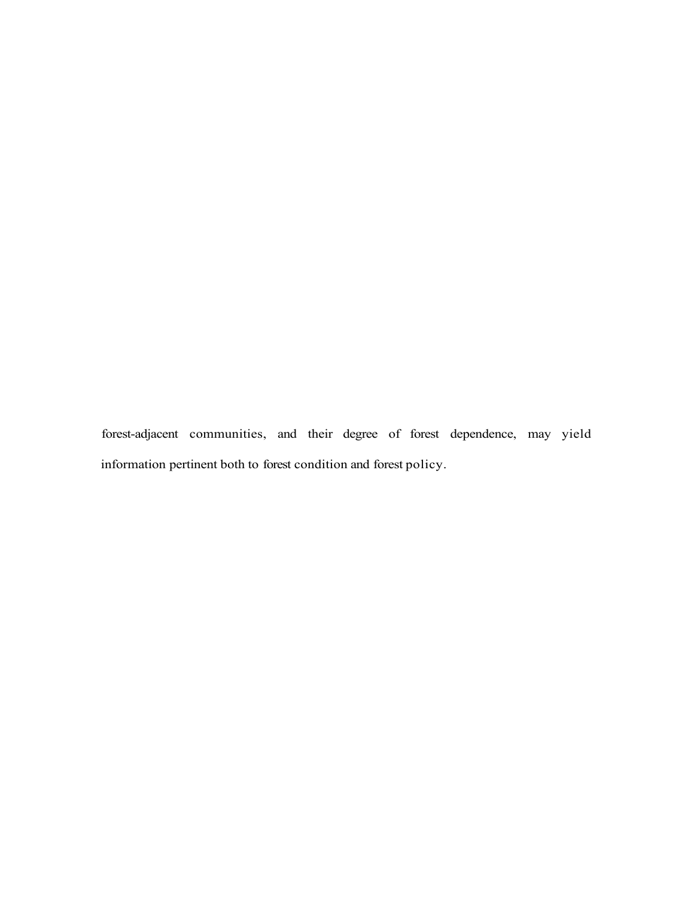forest-adjacent communities, and their degree of forest dependence, may yield information pertinent both to forest condition and forest policy.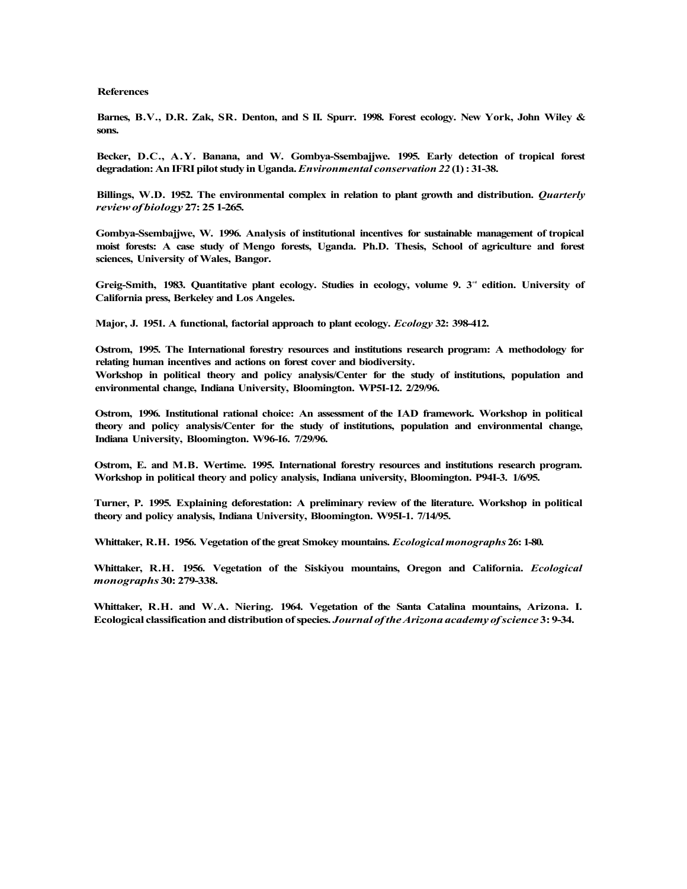# References

Barnes, B.V., D.R. Zak, SR. Denton, and S II. Spurr. 1998. Forest ecology. New York, John Wiley & sons.

Becker, D.C., A.Y. Banana, and W. Gombya-Ssembajjwe. 1995. Early detection of tropical forest degradation: An IFRI pilot study in Uganda. *Environmental conservation 22* (1) : 31-38.

Billings, W.D. 1952. The environmental complex in relation to plant growth and distribution. *Quarterly review of biology* 27: 25 1-265.

Gombya-Ssembajjwe, W. 1996. Analysis of institutional incentives for sustainable management of tropical moist forests: A case study of Mengo forests, Uganda. Ph.D. Thesis, School of agriculture and forest sciences, University of Wales, Bangor.

Greig-Smith, 1983. Quantitative plant ecology. Studies in ecology, volume 9. 3rd edition. University of California press, Berkeley and Los Angeles.

Major, J. 1951. A functional, factorial approach to plant ecology. *Ecology* 32: 398-412.

Ostrom, 1995. The International forestry resources and institutions research program: A methodology for relating human incentives and actions on forest cover and biodiversity.
Workshop in political theory and policy analysis/Center for the study of institutions, population and environmental change, Indiana University, Bloomington. WP5I-12. 2/29/96.

Ostrom, 1996. Institutional rational choice: An assessment of the IAD framework. Workshop in political theory and policy analysis/Center for the study of institutions, population and environmental change, Indiana University, Bloomington. W96-I6. 7/29/96.

Ostrom, E. and M.B. Wertime. 1995. International forestry resources and institutions research program. Workshop in political theory and policy analysis, Indiana university, Bloomington. P94I-3. 1/6/95.

Turner, P. 1995. Explaining deforestation: A preliminary review of the literature. Workshop in political theory and policy analysis, Indiana University, Bloomington. W95I-1. 7/14/95.

Whittaker, R.H. 1956. Vegetation of the great Smokey mountains. *Ecological monographs* 26: 1-80.

Whittaker, R.H. 1956. Vegetation of the Siskiyou mountains, Oregon and California. *Ecological monographs* 30: 279-338.

Whittaker, R.H. and W.A. Niering. 1964. Vegetation of the Santa Catalina mountains, Arizona. I. Ecological classification and distribution of species. *Journal of the Arizona academy of science* 3: 9-34.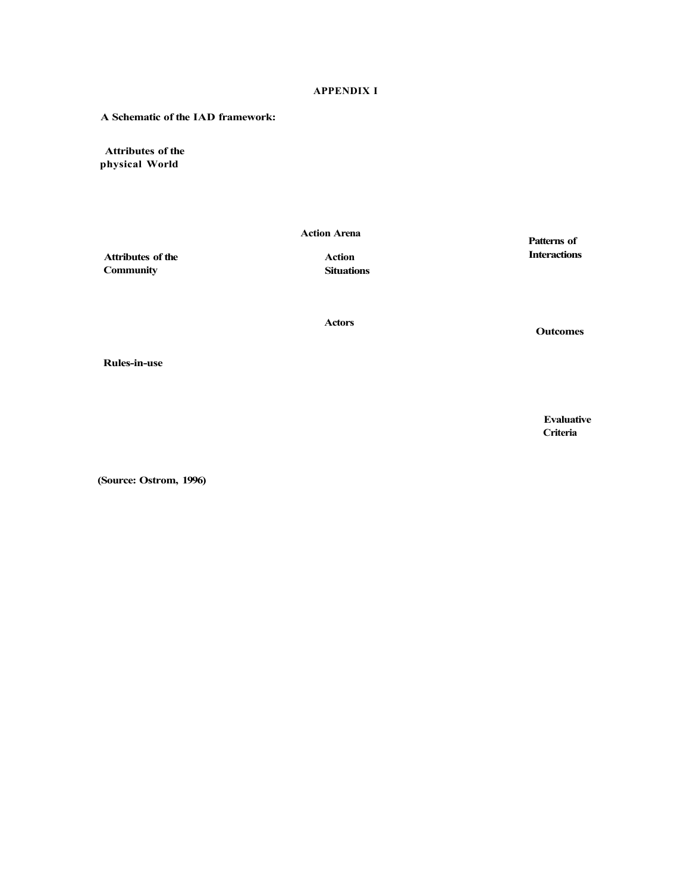**APPENDIX I**

**A Schematic of the IAD framework:**

**Attributes of the physical World**

**Action Arena**

**Patterns of Interactions**

**Attributes of the Community**

**Action Situations**

**Actors**

**Outcomes**

**Rules-in-use**

**Evaluative Criteria**

**(Source: Ostrom, 1996)**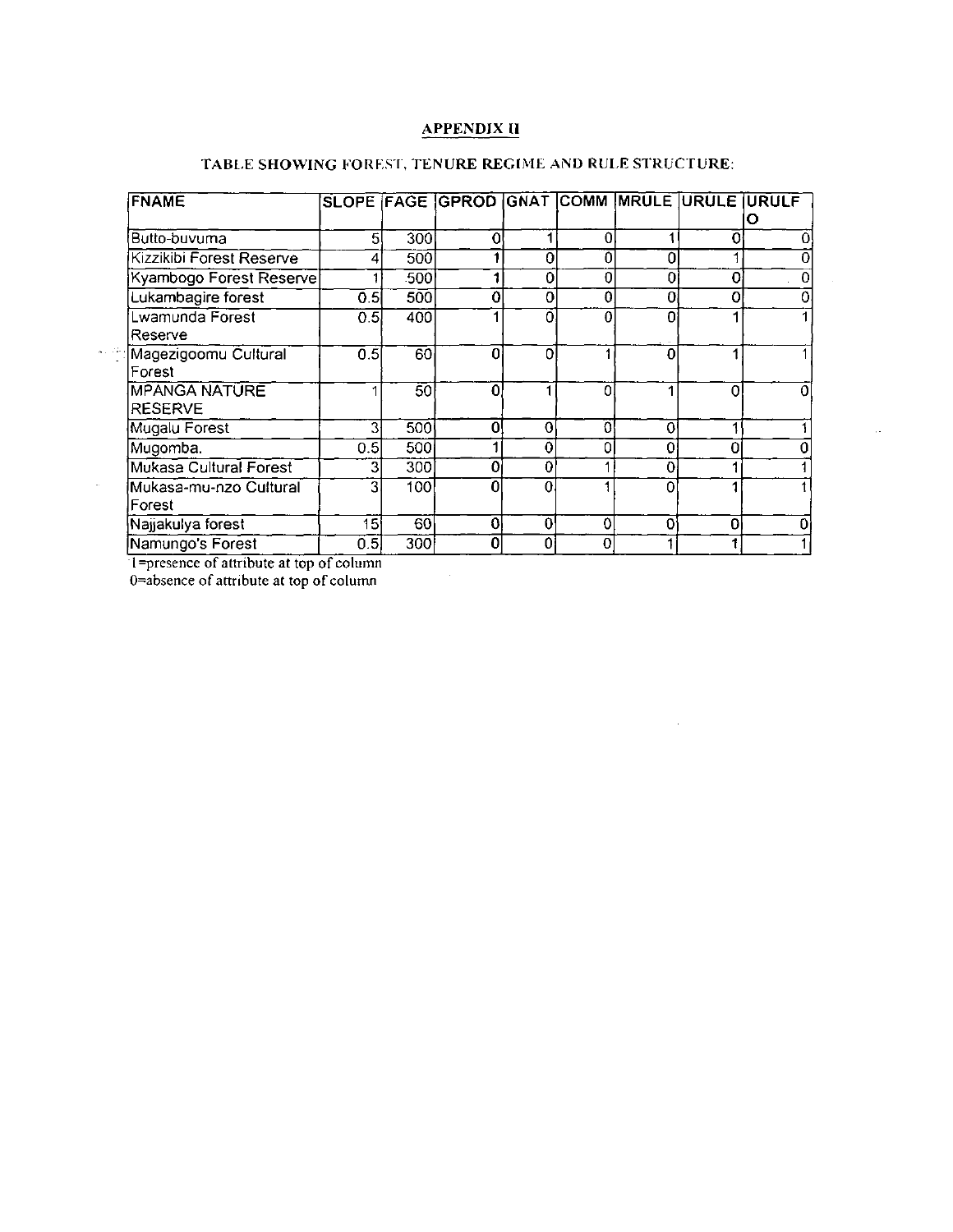## APPENDIX II

### TABLE SHOWING FOREST, TENURE REGIME AND RULE STRUCTURE:

| FNAME | SLOPE | FAGE | GPROD | GNAT | COMM | MRULE | URULE | URULFO |
|---|---|---|---|---|---|---|---|---|
| Butto-buvuma | 5 | 300 | 0 | 1 | 0 | 1 | 0 | 0 |
| Kizzikibi Forest Reserve | 4 | 500 | 1 | 0 | 0 | 0 | 1 | 0 |
| Kyambogo Forest Reserve | 1 | 500 | 1 | 0 | 0 | 0 | 0 | 0 |
| Lukambagire forest | 0.5 | 500 | 0 | 0 | 0 | 0 | 0 | 0 |
| Lwamunda Forest Reserve | 0.5 | 400 | 1 | 0 | 0 | 0 | 1 | 1 |
| Magezigoomu Cultural Forest | 0.5 | 60 | 0 | 0 | 1 | 0 | 1 | 1 |
| MPANGA NATURE RESERVE | 1 | 50 | 0 | 1 | 0 | 1 | 0 | 0 |
| Mugalu Forest | 3 | 500 | 0 | 0 | 0 | 0 | 1 | 1 |
| Mugomba. | 0.5 | 500 | 1 | 0 | 0 | 0 | 0 | 0 |
| Mukasa Cultural Forest | 3 | 300 | 0 | 0 | 1 | 0 | 1 | 1 |
| Mukasa-mu-nzo Cultural Forest | 3 | 100 | 0 | 0 | 1 | 0 | 1 | 1 |
| Najjakulya forest | 15 | 60 | 0 | 0 | 0 | 0 | 0 | 0 |
| Namungo's Forest | 0.5 | 300 | 0 | 0 | 0 | 1 | 1 | 1 |

1=presence of attribute at top of column
0=absence of attribute at top of column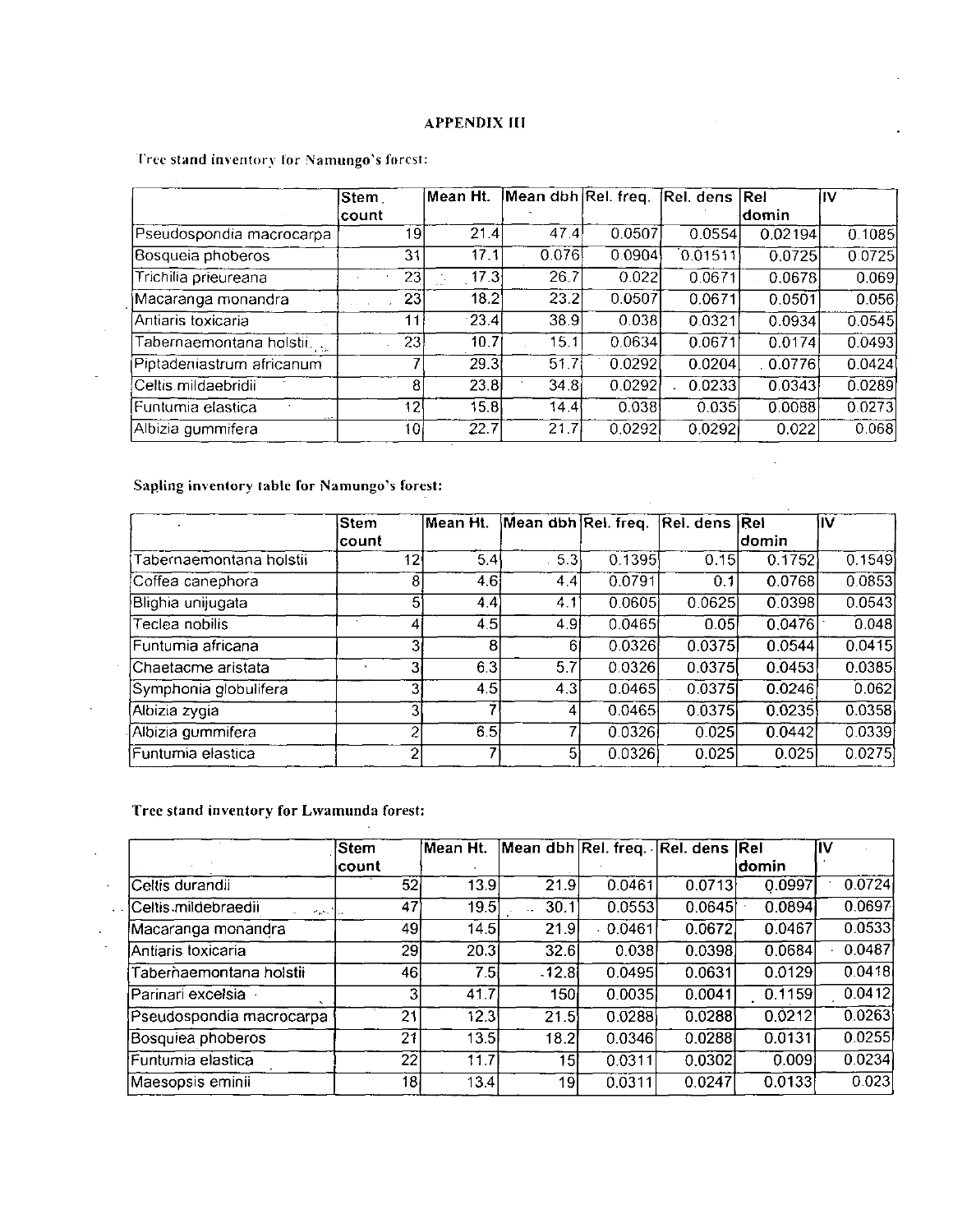## APPENDIX III

Tree stand inventory for Namungo's forest:

| | Stem count | Mean Ht. | Mean dbh | Rel. freq. | Rel. dens | Rel domin | IV |
|---|---|---|---|---|---|---|---|
| Pseudospondia macrocarpa | 19 | 21.4 | 47.4 | 0.0507 | 0.0554 | 0.02194 | 0.1085 |
| Bosqueia phoberos | 31 | 17.1 | 0.076 | 0.0904 | 0.01511 | 0.0725 | 0.0725 |
| Trichilia prieureana | 23 | 17.3 | 26.7 | 0.022 | 0.0671 | 0.0678 | 0.069 |
| Macaranga monandra | 23 | 18.2 | 23.2 | 0.0507 | 0.0671 | 0.0501 | 0.056 |
| Antiaris toxicaria | 11 | 23.4 | 38.9 | 0.038 | 0.0321 | 0.0934 | 0.0545 |
| Tabernaemontana holstii | 23 | 10.7 | 15.1 | 0.0634 | 0.0671 | 0.0174 | 0.0493 |
| Piptadeniastrum africanum | 7 | 29.3 | 51.7 | 0.0292 | 0.0204 | 0.0776 | 0.0424 |
| Celtis mildaebridii | 8 | 23.8 | 34.8 | 0.0292 | 0.0233 | 0.0343 | 0.0289 |
| Funtumia elastica | 12 | 15.8 | 14.4 | 0.038 | 0.035 | 0.0088 | 0.0273 |
| Albizia gummifera | 10 | 22.7 | 21.7 | 0.0292 | 0.0292 | 0.022 | 0.068 |

Sapling inventory table for Namungo's forest:

| | Stem count | Mean Ht. | Mean dbh | Rel. freq. | Rel. dens | Rel domin | IV |
|---|---|---|---|---|---|---|---|
| Tabernaemontana holstii | 12 | 5.4 | 5.3 | 0.1395 | 0.15 | 0.1752 | 0.1549 |
| Coffea canephora | 8 | 4.6 | 4.4 | 0.0791 | 0.1 | 0.0768 | 0.0853 |
| Blighia unijugata | 5 | 4.4 | 4.1 | 0.0605 | 0.0625 | 0.0398 | 0.0543 |
| Teclea nobilis | 4 | 4.5 | 4.9 | 0.0465 | 0.05 | 0.0476 | 0.048 |
| Funtumia africana | 3 | 8 | 6 | 0.0326 | 0.0375 | 0.0544 | 0.0415 |
| Chaetacme aristata | 3 | 6.3 | 5.7 | 0.0326 | 0.0375 | 0.0453 | 0.0385 |
| Symphonia globulifera | 3 | 4.5 | 4.3 | 0.0465 | 0.0375 | 0.0246 | 0.062 |
| Albizia zygia | 3 | 7 | 4 | 0.0465 | 0.0375 | 0.0235 | 0.0358 |
| Albizia gummifera | 2 | 6.5 | 7 | 0.0326 | 0.025 | 0.0442 | 0.0339 |
| Funtumia elastica | 2 | 7 | 5 | 0.0326 | 0.025 | 0.025 | 0.0275 |

Tree stand inventory for Lwamunda forest:

| | Stem count | Mean Ht. | Mean dbh | Rel. freq. | Rel. dens | Rel domin | IV |
|---|---|---|---|---|---|---|---|
| Celtis durandii | 52 | 13.9 | 21.9 | 0.0461 | 0.0713 | 0.0997 | 0.0724 |
| Celtis mildebraedii | 47 | 19.5 | 30.1 | 0.0553 | 0.0645 | 0.0894 | 0.0697 |
| Macaranga monandra | 49 | 14.5 | 21.9 | 0.0461 | 0.0672 | 0.0467 | 0.0533 |
| Antiaris toxicaria | 29 | 20.3 | 32.6 | 0.038 | 0.0398 | 0.0684 | 0.0487 |
| Tabernaemontana holstii | 46 | 7.5 | 12.8 | 0.0495 | 0.0631 | 0.0129 | 0.0418 |
| Parinari excelsia | 3 | 41.7 | 150 | 0.0035 | 0.0041 | 0.1159 | 0.0412 |
| Pseudospondia macrocarpa | 21 | 12.3 | 21.5 | 0.0288 | 0.0288 | 0.0212 | 0.0263 |
| Bosquiea phoberos | 21 | 13.5 | 18.2 | 0.0346 | 0.0288 | 0.0131 | 0.0255 |
| Funtumia elastica | 22 | 11.7 | 15 | 0.0311 | 0.0302 | 0.009 | 0.0234 |
| Maesopsis eminii | 18 | 13.4 | 19 | 0.0311 | 0.0247 | 0.0133 | 0.023 |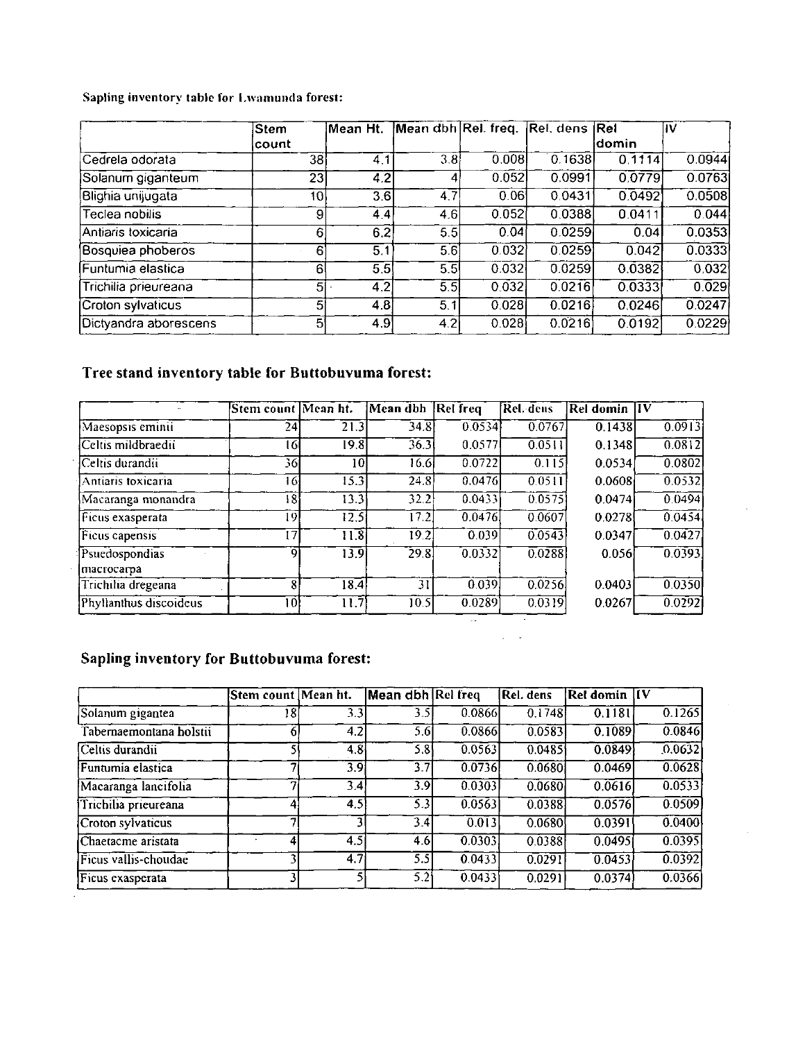**Sapling inventory table for Lwamunda forest:**

| | Stem count | Mean Ht. | Mean dbh | Rel. freq. | Rel. dens | Rel domin | IV |
|---|---|---|---|---|---|---|---|
| Cedrela odorata | 38 | 4.1 | 3.8 | 0.008 | 0.1638 | 0.1114 | 0.0944 |
| Solanum giganteum | 23 | 4.2 | 4 | 0.052 | 0.0991 | 0.0779 | 0.0763 |
| Blighia unijugata | 10 | 3.6 | 4.7 | 0.06 | 0.0431 | 0.0492 | 0.0508 |
| Teclea nobilis | 9 | 4.4 | 4.6 | 0.052 | 0.0388 | 0.0411 | 0.044 |
| Antiaris toxicaria | 6 | 6.2 | 5.5 | 0.04 | 0.0259 | 0.04 | 0.0353 |
| Bosquiea phoberos | 6 | 5.1 | 5.6 | 0.032 | 0.0259 | 0.042 | 0.0333 |
| Funtumia elastica | 6 | 5.5 | 5.5 | 0.032 | 0.0259 | 0.0382 | 0.032 |
| Trichilia prieureana | 5 | 4.2 | 5.5 | 0.032 | 0.0216 | 0.0333 | 0.029 |
| Croton sylvaticus | 5 | 4.8 | 5.1 | 0.028 | 0.0216 | 0.0246 | 0.0247 |
| Dictyandra aborescens | 5 | 4.9 | 4.2 | 0.028 | 0.0216 | 0.0192 | 0.0229 |

## Tree stand inventory table for Buttobuvuma forest:

| | Stem count | Mean ht. | Mean dbh | Rel freq | Rel. dens | Rel domin | IV |
|---|---|---|---|---|---|---|---|
| Maesopsis eminii | 24 | 21.3 | 34.8 | 0.0534 | 0.0767 | 0.1438 | 0.0913 |
| Celtis mildbraedii | 16 | 19.8 | 36.3 | 0.0577 | 0.0511 | 0.1348 | 0.0812 |
| Celtis durandii | 36 | 10 | 16.6 | 0.0722 | 0.115 | 0.0534 | 0.0802 |
| Antiaris toxicaria | 16 | 15.3 | 24.8 | 0.0476 | 0.0511 | 0.0608 | 0.0532 |
| Macaranga monandra | 18 | 13.3 | 32.2 | 0.0433 | 0.0575 | 0.0474 | 0.0494 |
| Ficus exasperata | 19 | 12.5 | 17.2 | 0.0476 | 0.0607 | 0.0278 | 0.0454 |
| Ficus capensis | 17 | 11.8 | 19.2 | 0.039 | 0.0543 | 0.0347 | 0.0427 |
| Psuedospondias macrocarpa | 9 | 13.9 | 29.8 | 0.0332 | 0.0288 | 0.056 | 0.0393 |
| Trichilia dregeana | 8 | 18.4 | 31 | 0.039 | 0.0256 | 0.0403 | 0.0350 |
| Phyllanthus discoideus | 10 | 11.7 | 10.5 | 0.0289 | 0.0319 | 0.0267 | 0.0292 |

## Sapling inventory for Buttobuvuma forest:

| | Stem count | Mean ht. | Mean dbh | Rel freq | Rel. dens | Rel domin | IV |
|---|---|---|---|---|---|---|---|
| Solanum gigantea | 18 | 3.3 | 3.5 | 0.0866 | 0.1748 | 0.1181 | 0.1265 |
| Tabernaemontana holstii | 6 | 4.2 | 5.6 | 0.0866 | 0.0583 | 0.1089 | 0.0846 |
| Celtis durandii | 5 | 4.8 | 5.8 | 0.0563 | 0.0485 | 0.0849 | 0.0632 |
| Funtumia elastica | 7 | 3.9 | 3.7 | 0.0736 | 0.0680 | 0.0469 | 0.0628 |
| Macaranga lancifolia | 7 | 3.4 | 3.9 | 0.0303 | 0.0680 | 0.0616 | 0.0533 |
| Trichilia prieureana | 4 | 4.5 | 5.3 | 0.0563 | 0.0388 | 0.0576 | 0.0509 |
| Croton sylvaticus | 7 | 3 | 3.4 | 0.013 | 0.0680 | 0.0391 | 0.0400 |
| Chaetacme aristata | 4 | 4.5 | 4.6 | 0.0303 | 0.0388 | 0.0495 | 0.0395 |
| Ficus vallis-choudae | 3 | 4.7 | 5.5 | 0.0433 | 0.0291 | 0.0453 | 0.0392 |
| Ficus exasperata | 3 | 5 | 5.2 | 0.0433 | 0.0291 | 0.0374 | 0.0366 |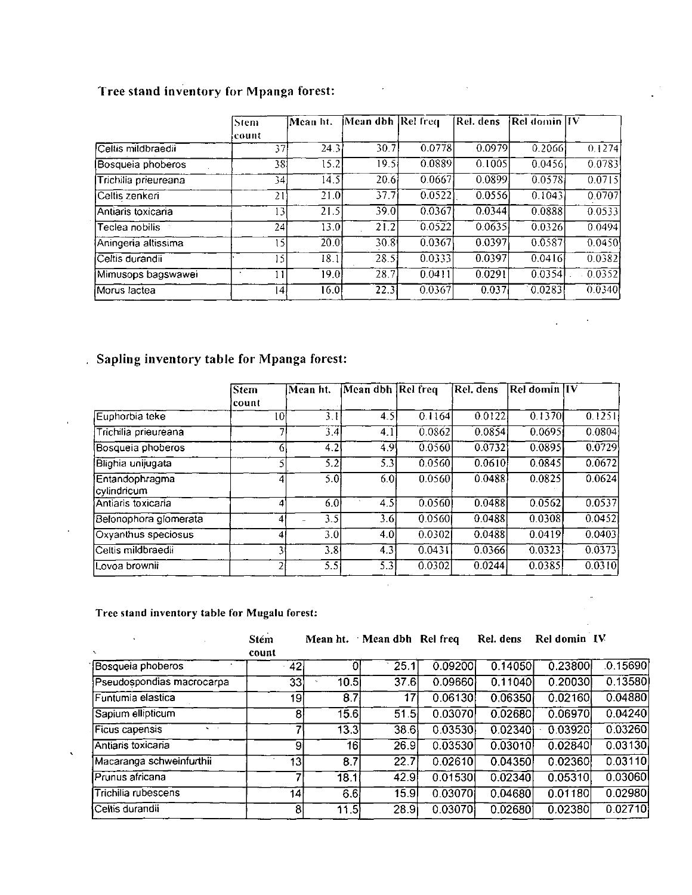**Tree stand inventory for Mpanga forest:**

| | Stem count | Mean ht. | Mean dbh | Rel freq | Rel. dens | Rel domin | IV |
|---|---|---|---|---|---|---|---|
| Celtis mildbraedii | 37 | 24.3 | 30.7 | 0.0778 | 0.0979 | 0.2066 | 0.1274 |
| Bosqueia phoberos | 38 | 15.2 | 19.5 | 0.0889 | 0.1005 | 0.0456 | 0.0783 |
| Trichilia prieureana | 34 | 14.5 | 20.6 | 0.0667 | 0.0899 | 0.0578 | 0.0715 |
| Celtis zenkeri | 21 | 21.0 | 37.7 | 0.0522 | 0.0556 | 0.1043 | 0.0707 |
| Antiaris toxicaria | 13 | 21.5 | 39.0 | 0.0367 | 0.0344 | 0.0888 | 0.0533 |
| Teclea nobilis | 24 | 13.0 | 21.2 | 0.0522 | 0.0635 | 0.0326 | 0.0494 |
| Aningeria altissima | 15 | 20.0 | 30.8 | 0.0367 | 0.0397 | 0.0587 | 0.0450 |
| Celtis durandii | 15 | 18.1 | 28.5 | 0.0333 | 0.0397 | 0.0416 | 0.0382 |
| Mimusops bagswawei | 11 | 19.0 | 28.7 | 0.0411 | 0.0291 | 0.0354 | 0.0352 |
| Morus lactea | 14 | 16.0 | 22.3 | 0.0367 | 0.037 | 0.0283 | 0.0340 |

**Sapling inventory table for Mpanga forest:**

| | Stem count | Mean ht. | Mean dbh | Rel freq | Rel. dens | Rel domin | IV |
|---|---|---|---|---|---|---|---|
| Euphorbia teke | 10 | 3.1 | 4.5 | 0.1164 | 0.0122 | 0.1370 | 0.1251 |
| Trichilia prieureana | 7 | 3.4 | 4.1 | 0.0862 | 0.0854 | 0.0695 | 0.0804 |
| Bosqueia phoberos | 6 | 4.2 | 4.9 | 0.0560 | 0.0732 | 0.0895 | 0.0729 |
| Blighia unijugata | 5 | 5.2 | 5.3 | 0.0560 | 0.0610 | 0.0845 | 0.0672 |
| Entandophragma cylindricum | 4 | 5.0 | 6.0 | 0.0560 | 0.0488 | 0.0825 | 0.0624 |
| Antiaris toxicaria | 4 | 6.0 | 4.5 | 0.0560 | 0.0488 | 0.0562 | 0.0537 |
| Belonophora glomerata | 4 | 3.5 | 3.6 | 0.0560 | 0.0488 | 0.0308 | 0.0452 |
| Oxyanthus speciosus | 4 | 3.0 | 4.0 | 0.0302 | 0.0488 | 0.0419 | 0.0403 |
| Celtis mildbraedii | 3 | 3.8 | 4.3 | 0.0431 | 0.0366 | 0.0323 | 0.0373 |
| Lovoa brownii | 2 | 5.5 | 5.3 | 0.0302 | 0.0244 | 0.0385 | 0.0310 |

**Tree stand inventory table for Mugalu forest:**

| | Stem count | Mean ht. | Mean dbh | Rel freq | Rel. dens | Rel domin | IV |
|---|---|---|---|---|---|---|---|
| Bosqueia phoberos | 42 | 0 | 25.1 | 0.09200 | 0.14050 | 0.23800 | 0.15690 |
| Pseudospondias macrocarpa | 33 | 10.5 | 37.6 | 0.09660 | 0.11040 | 0.20030 | 0.13580 |
| Funtumia elastica | 19 | 8.7 | 17 | 0.06130 | 0.06350 | 0.02160 | 0.04880 |
| Sapium ellipticum | 8 | 15.6 | 51.5 | 0.03070 | 0.02680 | 0.06970 | 0.04240 |
| Ficus capensis | 7 | 13.3 | 38.6 | 0.03530 | 0.02340 | 0.03920 | 0.03260 |
| Antiaris toxicaria | 9 | 16 | 26.9 | 0.03530 | 0.03010 | 0.02840 | 0.03130 |
| Macaranga schweinfurthii | 13 | 8.7 | 22.7 | 0.02610 | 0.04350 | 0.02360 | 0.03110 |
| Prunus africana | 7 | 18.1 | 42.9 | 0.01530 | 0.02340 | 0.05310 | 0.03060 |
| Trichilia rubescens | 14 | 6.6 | 15.9 | 0.03070 | 0.04680 | 0.01180 | 0.02980 |
| Celtis durandii | 8 | 11.5 | 28.9 | 0.03070 | 0.02680 | 0.02380 | 0.02710 |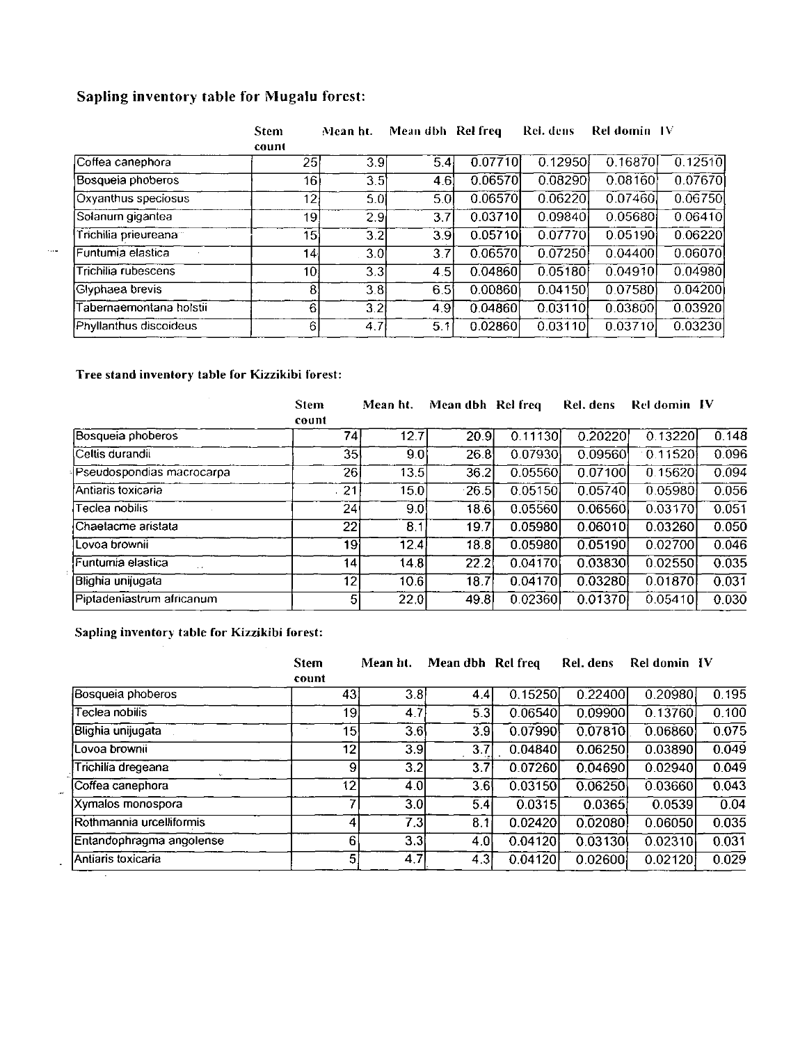**Sapling inventory table for Mugalu forest:**

| | Stem count | Mean ht. | Mean dbh | Rel freq | Rel. dens | Rel domin | IV |
|---|---|---|---|---|---|---|---|
| Coffea canephora | 25 | 3.9 | 5.4 | 0.07710 | 0.12950 | 0.16870 | 0.12510 |
| Bosqueia phoberos | 16 | 3.5 | 4.6 | 0.06570 | 0.08290 | 0.08160 | 0.07670 |
| Oxyanthus speciosus | 12 | 5.0 | 5.0 | 0.06570 | 0.06220 | 0.07460 | 0.06750 |
| Solanum gigantea | 19 | 2.9 | 3.7 | 0.03710 | 0.09840 | 0.05680 | 0.06410 |
| Trichilia prieureana | 15 | 3.2 | 3.9 | 0.05710 | 0.07770 | 0.05190 | 0.06220 |
| Funtumia elastica | 14 | 3.0 | 3.7 | 0.06570 | 0.07250 | 0.04400 | 0.06070 |
| Trichilia rubescens | 10 | 3.3 | 4.5 | 0.04860 | 0.05180 | 0.04910 | 0.04980 |
| Glyphaea brevis | 8 | 3.8 | 6.5 | 0.00860 | 0.04150 | 0.07580 | 0.04200 |
| Tabernaemontana holstii | 6 | 3.2 | 4.9 | 0.04860 | 0.03110 | 0.03800 | 0.03920 |
| Phyllanthus discoideus | 6 | 4.7 | 5.1 | 0.02860 | 0.03110 | 0.03710 | 0.03230 |

**Tree stand inventory table for Kizzikibi forest:**

| | Stem count | Mean ht. | Mean dbh | Rel freq | Rel. dens | Rel domin | IV |
|---|---|---|---|---|---|---|---|
| Bosqueia phoberos | 74 | 12.7 | 20.9 | 0.11130 | 0.20220 | 0.13220 | 0.148 |
| Celtis durandii | 35 | 9.0 | 26.8 | 0.07930 | 0.09560 | 0.11520 | 0.096 |
| Pseudospondias macrocarpa | 26 | 13.5 | 36.2 | 0.05560 | 0.07100 | 0.15620 | 0.094 |
| Antiaris toxicaria | 21 | 15.0 | 26.5 | 0.05150 | 0.05740 | 0.05980 | 0.056 |
| Teclea nobilis | 24 | 9.0 | 18.6 | 0.05560 | 0.06560 | 0.03170 | 0.051 |
| Chaetacme aristata | 22 | 8.1 | 19.7 | 0.05980 | 0.06010 | 0.03260 | 0.050 |
| Lovoa brownii | 19 | 12.4 | 18.8 | 0.05980 | 0.05190 | 0.02700 | 0.046 |
| Funtumia elastica | 14 | 14.8 | 22.2 | 0.04170 | 0.03830 | 0.02550 | 0.035 |
| Blighia unijugata | 12 | 10.6 | 18.7 | 0.04170 | 0.03280 | 0.01870 | 0.031 |
| Piptadeniastrum africanum | 5 | 22.0 | 49.8 | 0.02360 | 0.01370 | 0.05410 | 0.030 |

**Sapling inventory table for Kizzikibi forest:**

| | Stem count | Mean ht. | Mean dbh | Rel freq | Rel. dens | Rel domin | IV |
|---|---|---|---|---|---|---|---|
| Bosqueia phoberos | 43 | 3.8 | 4.4 | 0.15250 | 0.22400 | 0.20980 | 0.195 |
| Teclea nobilis | 19 | 4.7 | 5.3 | 0.06540 | 0.09900 | 0.13760 | 0.100 |
| Blighia unijugata | 15 | 3.6 | 3.9 | 0.07990 | 0.07810 | 0.06860 | 0.075 |
| Lovoa brownii | 12 | 3.9 | 3.7 | 0.04840 | 0.06250 | 0.03890 | 0.049 |
| Trichilia dregeana | 9 | 3.2 | 3.7 | 0.07260 | 0.04690 | 0.02940 | 0.049 |
| Coffea canephora | 12 | 4.0 | 3.6 | 0.03150 | 0.06250 | 0.03660 | 0.043 |
| Xymalos monospora | 7 | 3.0 | 5.4 | 0.0315 | 0.0365 | 0.0539 | 0.04 |
| Rothmannia urcelliformis | 4 | 7.3 | 8.1 | 0.02420 | 0.02080 | 0.06050 | 0.035 |
| Entandophragma angolense | 6 | 3.3 | 4.0 | 0.04120 | 0.03130 | 0.02310 | 0.031 |
| Antiaris toxicaria | 5 | 4.7 | 4.3 | 0.04120 | 0.02600 | 0.02120 | 0.029 |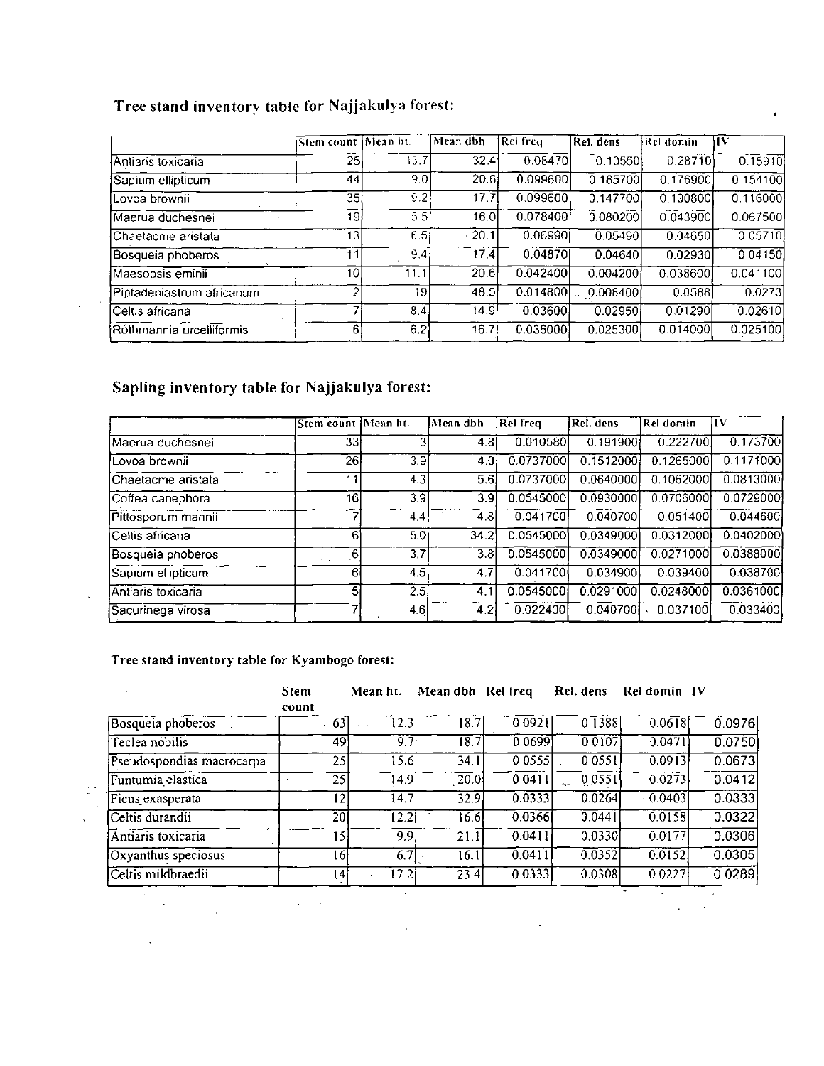**Tree stand inventory table for Najjakulya forest:**

| | Stem count | Mean ht. | Mean dbh | Rel freq | Rel. dens | Rel domin | IV |
|---|---|---|---|---|---|---|---|
| Antiaris toxicaria | 25 | 13.7 | 32.4 | 0.08470 | 0.10550 | 0.28710 | 0.15910 |
| Sapium ellipticum | 44 | 9.0 | 20.6 | 0.099600 | 0.185700 | 0.176900 | 0.154100 |
| Lovoa brownii | 35 | 9.2 | 17.7 | 0.099600 | 0.147700 | 0.100800 | 0.116000 |
| Maerua duchesnei | 19 | 5.5 | 16.0 | 0.078400 | 0.080200 | 0.043900 | 0.067500 |
| Chaetacme aristata | 13 | 6.5 | 20.1 | 0.06990 | 0.05490 | 0.04650 | 0.05710 |
| Bosqueia phoberos | 11 | 9.4 | 17.4 | 0.04870 | 0.04640 | 0.02930 | 0.04150 |
| Maesopsis eminii | 10 | 11.1 | 20.6 | 0.042400 | 0.004200 | 0.038600 | 0.041100 |
| Piptadeniastrum africanum | 2 | 19 | 48.5 | 0.014800 | 0.008400 | 0.0588 | 0.0273 |
| Celtis africana | 7 | 8.4 | 14.9 | 0.03600 | 0.02950 | 0.01290 | 0.02610 |
| Rothmannia urcelliformis | 6 | 6.2 | 16.7 | 0.036000 | 0.025300 | 0.014000 | 0.025100 |

**Sapling inventory table for Najjakulya forest:**

| | Stem count | Mean ht. | Mean dbh | Rel freq | Rel. dens | Rel domin | IV |
|---|---|---|---|---|---|---|---|
| Maerua duchesnei | 33 | 3 | 4.8 | 0.010580 | 0.191900 | 0.222700 | 0.173700 |
| Lovoa brownii | 26 | 3.9 | 4.0 | 0.0737000 | 0.1512000 | 0.1265000 | 0.1171000 |
| Chaetacme aristata | 11 | 4.3 | 5.6 | 0.0737000 | 0.0640000 | 0.1062000 | 0.0813000 |
| Coffea canephora | 16 | 3.9 | 3.9 | 0.0545000 | 0.0930000 | 0.0706000 | 0.0729000 |
| Pittosporum mannii | 7 | 4.4 | 4.8 | 0.041700 | 0.040700 | 0.051400 | 0.044600 |
| Celtis africana | 6 | 5.0 | 34.2 | 0.0545000 | 0.0349000 | 0.0312000 | 0.0402000 |
| Bosqueia phoberos | 6 | 3.7 | 3.8 | 0.0545000 | 0.0349000 | 0.0271000 | 0.0388000 |
| Sapium ellipticum | 6 | 4.5 | 4.7 | 0.041700 | 0.034900 | 0.039400 | 0.038700 |
| Antiaris toxicaria | 5 | 2.5 | 4.1 | 0.0545000 | 0.0291000 | 0.0248000 | 0.0361000 |
| Sacurinega virosa | 7 | 4.6 | 4.2 | 0.022400 | 0.040700 | 0.037100 | 0.033400 |

**Tree stand inventory table for Kyambogo forest:**

| | Stem count | Mean ht. | Mean dbh | Rel freq | Rel. dens | Rel domin | IV |
|---|---|---|---|---|---|---|---|
| Bosqueia phoberos | 63 | 12.3 | 18.7 | 0.0921 | 0.1388 | 0.0618 | 0.0976 |
| Teclea nobilis | 49 | 9.7 | 18.7 | 0.0699 | 0.0107 | 0.0471 | 0.0750 |
| Pseudospondias macrocarpa | 25 | 15.6 | 34.1 | 0.0555 | 0.0551 | 0.0913 | 0.0673 |
| Funtumia elastica | 25 | 14.9 | 20.0 | 0.0411 | 0.0551 | 0.0273 | 0.0412 |
| Ficus exasperata | 12 | 14.7 | 32.9 | 0.0333 | 0.0264 | 0.0403 | 0.0333 |
| Celtis durandii | 20 | 12.2 | 16.6 | 0.0366 | 0.0441 | 0.0158 | 0.0322 |
| Antiaris toxicaria | 15 | 9.9 | 21.1 | 0.0411 | 0.0330 | 0.0177 | 0.0306 |
| Oxyanthus speciosus | 16 | 6.7 | 16.1 | 0.0411 | 0.0352 | 0.0152 | 0.0305 |
| Celtis mildbraedii | 14 | 17.2 | 23.4 | 0.0333 | 0.0308 | 0.0227 | 0.0289 |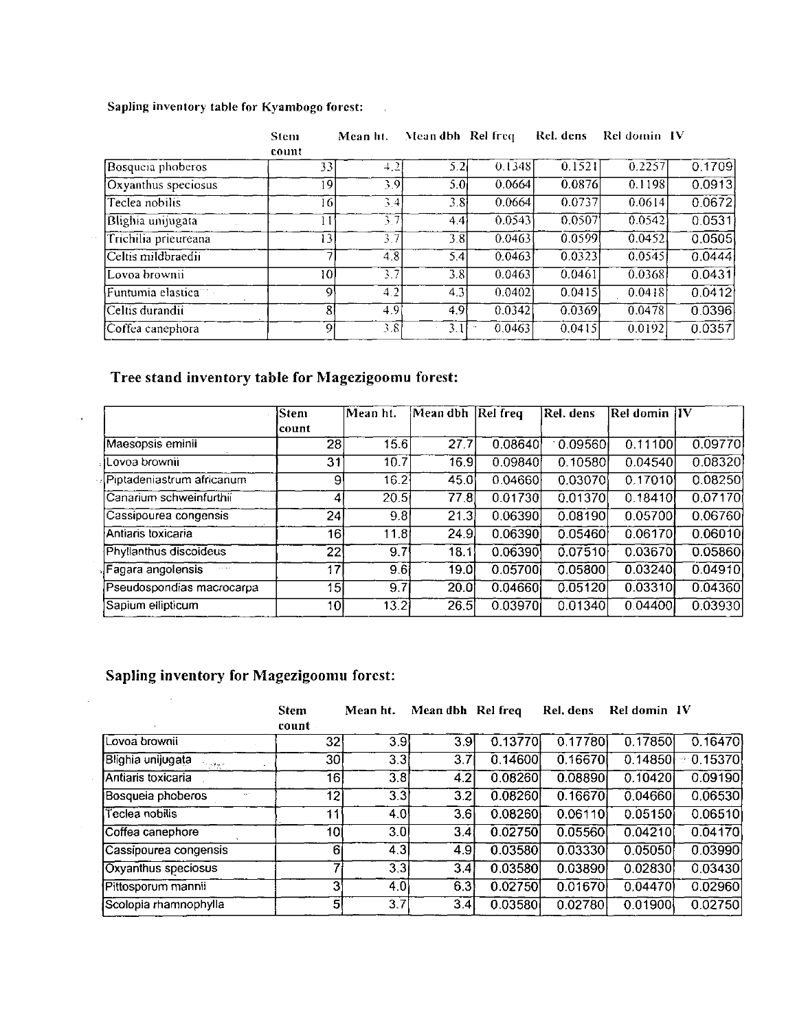**Sapling inventory table for Kyambogo forest:**

| | Stem count | Mean ht. | Mean dbh | Rel freq | Rel. dens | Rel domin | IV |
|---|---|---|---|---|---|---|---|
| Bosqueia phoberos | 33 | 4.2 | 5.2 | 0.1348 | 0.1521 | 0.2257 | 0.1709 |
| Oxyanthus speciosus | 19 | 3.9 | 5.0 | 0.0664 | 0.0876 | 0.1198 | 0.0913 |
| Teclea nobilis | 16 | 3.4 | 3.8 | 0.0664 | 0.0737 | 0.0614 | 0.0672 |
| Blighia unijugata | 11 | 3.7 | 4.4 | 0.0543 | 0.0507 | 0.0542 | 0.0531 |
| Trichilia prieureana | 13 | 3.7 | 3.8 | 0.0463 | 0.0599 | 0.0452 | 0.0505 |
| Celtis mildbraedii | 7 | 4.8 | 5.4 | 0.0463 | 0.0323 | 0.0545 | 0.0444 |
| Lovoa brownii | 10 | 3.7 | 3.8 | 0.0463 | 0.0461 | 0.0368 | 0.0431 |
| Funtumia elastica | 9 | 4.2 | 4.3 | 0.0402 | 0.0415 | 0.0418 | 0.0412 |
| Celtis durandii | 8 | 4.9 | 4.9 | 0.0342 | 0.0369 | 0.0478 | 0.0396 |
| Coffea canephora | 9 | 3.8 | 3.1 | 0.0463 | 0.0415 | 0.0192 | 0.0357 |

## Tree stand inventory table for Magezigoomu forest:

| | Stem count | Mean ht. | Mean dbh | Rel freq | Rel. dens | Rel domin | IV |
|---|---|---|---|---|---|---|---|
| Maesopsis eminii | 28 | 15.6 | 27.7 | 0.08640 | 0.09560 | 0.11100 | 0.09770 |
| Lovoa brownii | 31 | 10.7 | 16.9 | 0.09840 | 0.10580 | 0.04540 | 0.08320 |
| Piptadeniastrum africanum | 9 | 16.2 | 45.0 | 0.04660 | 0.03070 | 0.17010 | 0.08250 |
| Canarium schweinfurthii | 4 | 20.5 | 77.8 | 0.01730 | 0.01370 | 0.18410 | 0.07170 |
| Cassipourea congensis | 24 | 9.8 | 21.3 | 0.06390 | 0.08190 | 0.05700 | 0.06760 |
| Antiaris toxicaria | 16 | 11.8 | 24.9 | 0.06390 | 0.05460 | 0.06170 | 0.06010 |
| Phyllanthus discoideus | 22 | 9.7 | 18.1 | 0.06390 | 0.07510 | 0.03670 | 0.05860 |
| Fagara angolensis | 17 | 9.6 | 19.0 | 0.05700 | 0.05800 | 0.03240 | 0.04910 |
| Pseudospondias macrocarpa | 15 | 9.7 | 20.0 | 0.04660 | 0.05120 | 0.03310 | 0.04360 |
| Sapium ellipticum | 10 | 13.2 | 26.5 | 0.03970 | 0.01340 | 0.04400 | 0.03930 |

## Sapling inventory for Magezigoomu forest:

| | Stem count | Mean ht. | Mean dbh | Rel freq | Rel. dens | Rel domin | IV |
|---|---|---|---|---|---|---|---|
| Lovoa brownii | 32 | 3.9 | 3.9 | 0.13770 | 0.17780 | 0.17850 | 0.16470 |
| Blighia unijugata | 30 | 3.3 | 3.7 | 0.14600 | 0.16670 | 0.14850 | 0.15370 |
| Antiaris toxicaria | 16 | 3.8 | 4.2 | 0.08260 | 0.08890 | 0.10420 | 0.09190 |
| Bosqueia phoberos | 12 | 3.3 | 3.2 | 0.08260 | 0.16670 | 0.04660 | 0.06530 |
| Teclea nobilis | 11 | 4.0 | 3.6 | 0.08260 | 0.06110 | 0.05150 | 0.06510 |
| Coffea canephore | 10 | 3.0 | 3.4 | 0.02750 | 0.05560 | 0.04210 | 0.04170 |
| Cassipourea congensis | 6 | 4.3 | 4.9 | 0.03580 | 0.03330 | 0.05050 | 0.03990 |
| Oxyanthus speciosus | 7 | 3.3 | 3.4 | 0.03580 | 0.03890 | 0.02830 | 0.03430 |
| Pittosporum mannii | 3 | 4.0 | 6.3 | 0.02750 | 0.01670 | 0.04470 | 0.02960 |
| Scolopia rhamnophylla | 5 | 3.7 | 3.4 | 0.03580 | 0.02780 | 0.01900 | 0.02750 |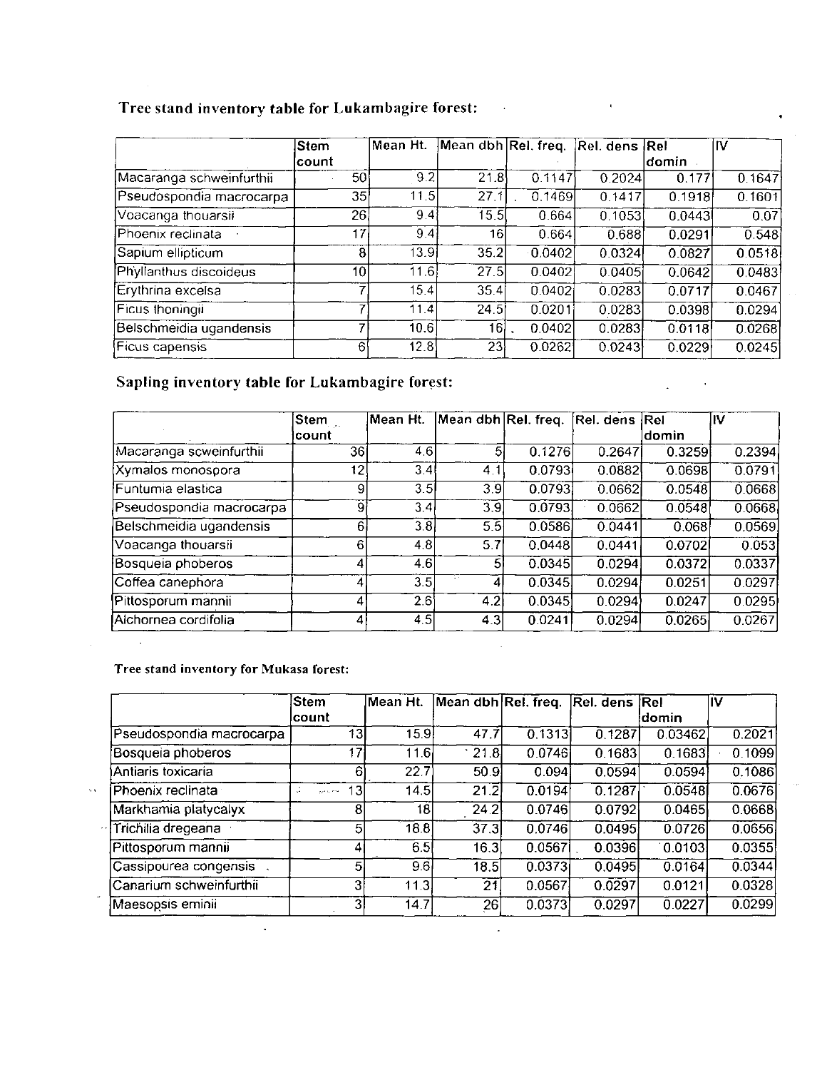### Tree stand inventory table for Lukambagire forest:

| | Stem count | Mean Ht. | Mean dbh | Rel. freq. | Rel. dens | Rel domin | IV |
|---|---|---|---|---|---|---|---|
| Macaranga schweinfurthii | 50 | 9.2 | 21.8 | 0.1147 | 0.2024 | 0.177 | 0.1647 |
| Pseudospondia macrocarpa | 35 | 11.5 | 27.1 | 0.1469 | 0.1417 | 0.1918 | 0.1601 |
| Voacanga thouarsii | 26 | 9.4 | 15.5 | 0.664 | 0.1053 | 0.0443 | 0.07 |
| Phoenix reclinata | 17 | 9.4 | 16 | 0.664 | 0.688 | 0.0291 | 0.548 |
| Sapium ellipticum | 8 | 13.9 | 35.2 | 0.0402 | 0.0324 | 0.0827 | 0.0518 |
| Phyllanthus discoideus | 10 | 11.6 | 27.5 | 0.0402 | 0.0405 | 0.0642 | 0.0483 |
| Erythrina excelsa | 7 | 15.4 | 35.4 | 0.0402 | 0.0283 | 0.0717 | 0.0467 |
| Ficus thoningii | 7 | 11.4 | 24.5 | 0.0201 | 0.0283 | 0.0398 | 0.0294 |
| Belschmeidia ugandensis | 7 | 10.6 | 16 | 0.0402 | 0.0283 | 0.0118 | 0.0268 |
| Ficus capensis | 6 | 12.8 | 23 | 0.0262 | 0.0243 | 0.0229 | 0.0245 |

### Sapling inventory table for Lukambagire forest:

| | Stem count | Mean Ht. | Mean dbh | Rel. freq. | Rel. dens | Rel domin | IV |
|---|---|---|---|---|---|---|---|
| Macaranga scweinfurthii | 36 | 4.6 | 5 | 0.1276 | 0.2647 | 0.3259 | 0.2394 |
| Xymalos monospora | 12 | 3.4 | 4.1 | 0.0793 | 0.0882 | 0.0698 | 0.0791 |
| Funtumia elastica | 9 | 3.5 | 3.9 | 0.0793 | 0.0662 | 0.0548 | 0.0668 |
| Pseudospondia macrocarpa | 9 | 3.4 | 3.9 | 0.0793 | 0.0662 | 0.0548 | 0.0668 |
| Belschmeidia ugandensis | 6 | 3.8 | 5.5 | 0.0586 | 0.0441 | 0.068 | 0.0569 |
| Voacanga thouarsii | 6 | 4.8 | 5.7 | 0.0448 | 0.0441 | 0.0702 | 0.053 |
| Bosqueia phoberos | 4 | 4.6 | 5 | 0.0345 | 0.0294 | 0.0372 | 0.0337 |
| Coffea canephora | 4 | 3.5 | 4 | 0.0345 | 0.0294 | 0.0251 | 0.0297 |
| Pittosporum mannii | 4 | 2.6 | 4.2 | 0.0345 | 0.0294 | 0.0247 | 0.0295 |
| Alchornea cordifolia | 4 | 4.5 | 4.3 | 0.0241 | 0.0294 | 0.0265 | 0.0267 |

### Tree stand inventory for Mukasa forest:

| | Stem count | Mean Ht. | Mean dbh | Rel. freq. | Rel. dens | Rel domin | IV |
|---|---|---|---|---|---|---|---|
| Pseudospondia macrocarpa | 13 | 15.9 | 47.7 | 0.1313 | 0.1287 | 0.03462 | 0.2021 |
| Bosqueia phoberos | 17 | 11.6 | 21.8 | 0.0746 | 0.1683 | 0.1683 | 0.1099 |
| Antiaris toxicaria | 6 | 22.7 | 50.9 | 0.094 | 0.0594 | 0.0594 | 0.1086 |
| Phoenix reclinata | 13 | 14.5 | 21.2 | 0.0194 | 0.1287 | 0.0548 | 0.0676 |
| Markhamia platycalyx | 8 | 18 | 24.2 | 0.0746 | 0.0792 | 0.0465 | 0.0668 |
| Trichilia dregeana | 5 | 18.8 | 37.3 | 0.0746 | 0.0495 | 0.0726 | 0.0656 |
| Pittosporum mannii | 4 | 6.5 | 16.3 | 0.0567 | 0.0396 | 0.0103 | 0.0355 |
| Cassipourea congensis | 5 | 9.6 | 18.5 | 0.0373 | 0.0495 | 0.0164 | 0.0344 |
| Canarium schweinfurthii | 3 | 11.3 | 21 | 0.0567 | 0.0297 | 0.0121 | 0.0328 |
| Maesopsis eminii | 3 | 14.7 | 26 | 0.0373 | 0.0297 | 0.0227 | 0.0299 |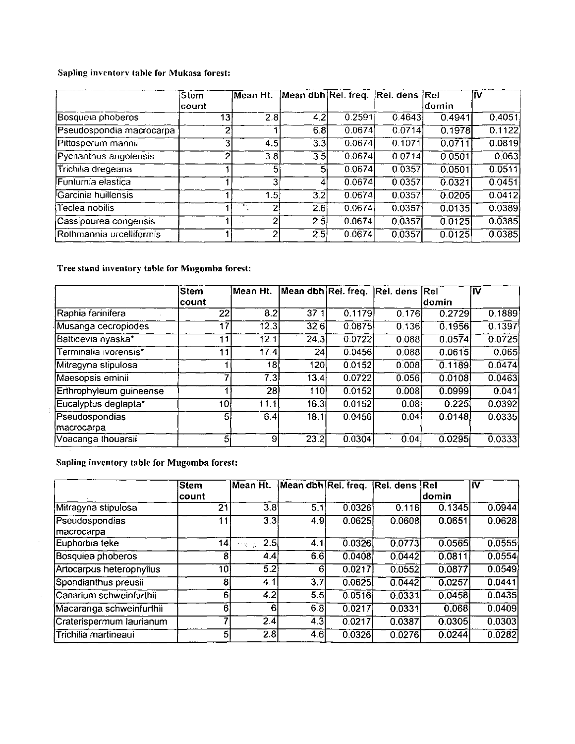**Sapling inventory table for Mukasa forest:**

| | Stem count | Mean Ht. | Mean dbh | Rel. freq. | Rel. dens | Rel domin | IV |
|---|---|---|---|---|---|---|---|
| Bosqueia phoberos | 13 | 2.8 | 4.2 | 0.2591 | 0.4643 | 0.4941 | 0.4051 |
| Pseudospondia macrocarpa | 2 | 1 | 6.8 | 0.0674 | 0.0714 | 0.1978 | 0.1122 |
| Pittosporum mannii | 3 | 4.5 | 3.3 | 0.0674 | 0.1071 | 0.0711 | 0.0819 |
| Pycnanthus angolensis | 2 | 3.8 | 3.5 | 0.0674 | 0.0714 | 0.0501 | 0.063 |
| Trichilia dregeana | 1 | 5 | 5 | 0.0674 | 0.0357 | 0.0501 | 0.0511 |
| Funtumia elastica | 1 | 3 | 4 | 0.0674 | 0.0357 | 0.0321 | 0.0451 |
| Garcinia huillensis | 1 | 1.5 | 3.2 | 0.0674 | 0.0357 | 0.0205 | 0.0412 |
| Teclea nobilis | 1 | 2 | 2.6 | 0.0674 | 0.0357 | 0.0135 | 0.0389 |
| Cassipourea congensis | 1 | 2 | 2.5 | 0.0674 | 0.0357 | 0.0125 | 0.0385 |
| Rothmannia urcelliformis | 1 | 2 | 2.5 | 0.0674 | 0.0357 | 0.0125 | 0.0385 |

**Tree stand inventory table for Mugomba forest:**

| | Stem count | Mean Ht. | Mean dbh | Rel. freq. | Rel. dens | Rel domin | IV |
|---|---|---|---|---|---|---|---|
| Raphia farinifera | 22 | 8.2 | 37.1 | 0.1179 | 0.176 | 0.2729 | 0.1889 |
| Musanga cecropiodes | 17 | 12.3 | 32.6 | 0.0875 | 0.136 | 0.1956 | 0.1397 |
| Battidevia nyaska* | 11 | 12.1 | 24.3 | 0.0722 | 0.088 | 0.0574 | 0.0725 |
| Terminalia ivorensis* | 11 | 17.4 | 24 | 0.0456 | 0.088 | 0.0615 | 0.065 |
| Mitragyna stipulosa | 1 | 18 | 120 | 0.0152 | 0.008 | 0.1189 | 0.0474 |
| Maesopsis eminii | 7 | 7.3 | 13.4 | 0.0722 | 0.056 | 0.0108 | 0.0463 |
| Erthrophyleum guineense | 1 | 28 | 110 | 0.0152 | 0.008 | 0.0999 | 0.041 |
| Eucalyptus deglapta* | 10 | 11.1 | 16.3 | 0.0152 | 0.08 | 0.225 | 0.0392 |
| Pseudospondias macrocarpa | 5 | 6.4 | 18.1 | 0.0456 | 0.04 | 0.0148 | 0.0335 |
| Voacanga thouarsii | 5 | 9 | 23.2 | 0.0304 | 0.04 | 0.0295 | 0.0333 |

**Sapling inventory table for Mugomba forest:**

| | Stem count | Mean Ht. | Mean dbh | Rel. freq. | Rel. dens | Rel domin | IV |
|---|---|---|---|---|---|---|---|
| Mitragyna stipulosa | 21 | 3.8 | 5.1 | 0.0326 | 0.116 | 0.1345 | 0.0944 |
| Pseudospondias macrocarpa | 11 | 3.3 | 4.9 | 0.0625 | 0.0608 | 0.0651 | 0.0628 |
| Euphorbia teke | 14 | 2.5 | 4.1 | 0.0326 | 0.0773 | 0.0565 | 0.0555 |
| Bosquiea phoberos | 8 | 4.4 | 6.6 | 0.0408 | 0.0442 | 0.0811 | 0.0554 |
| Artocarpus heterophyllus | 10 | 5.2 | 6 | 0.0217 | 0.0552 | 0.0877 | 0.0549 |
| Spondianthus preusii | 8 | 4.1 | 3.7 | 0.0625 | 0.0442 | 0.0257 | 0.0441 |
| Canarium schweinfurthii | 6 | 4.2 | 5.5 | 0.0516 | 0.0331 | 0.0458 | 0.0435 |
| Macaranga schweinfurthii | 6 | 6 | 6.8 | 0.0217 | 0.0331 | 0.068 | 0.0409 |
| Craterispermum laurianum | 7 | 2.4 | 4.3 | 0.0217 | 0.0387 | 0.0305 | 0.0303 |
| Trichilia martineaui | 5 | 2.8 | 4.6 | 0.0326 | 0.0276 | 0.0244 | 0.0282 |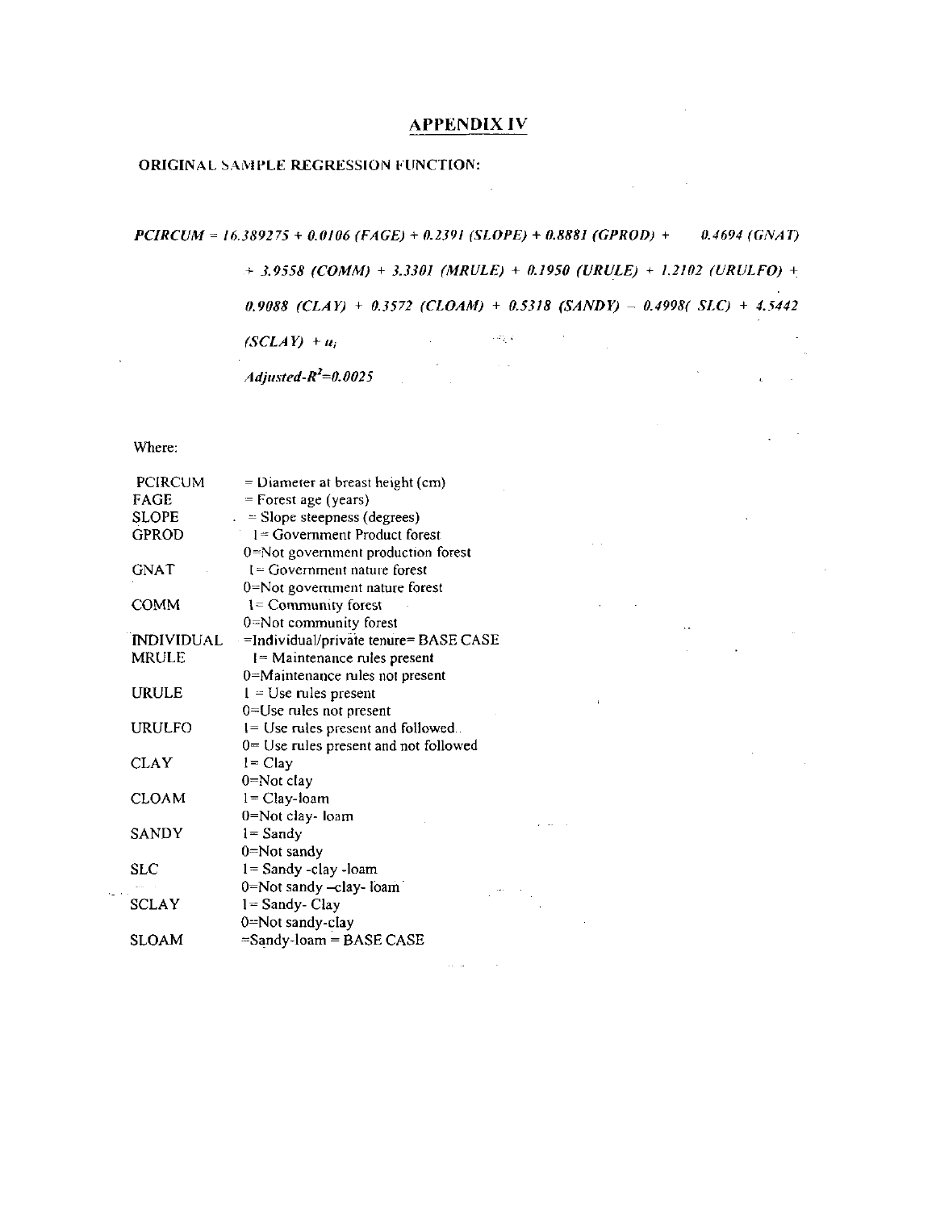## APPENDIX IV

**ORIGINAL SAMPLE REGRESSION FUNCTION:**

$$PCIRCUM = 16.389275 + 0.0106\,(FAGE) + 0.2391\,(SLOPE) + 0.8881\,(GPROD) + 0.4694\,(GNAT) + 3.9558\,(COMM) + 3.3301\,(MRULE) + 0.1950\,(URULE) + 1.2102\,(URULFO) + 0.9088\,(CLAY) + 0.3572\,(CLOAM) + 0.5318\,(SANDY) - 0.4998\,(SLC) + 4.5442\,(SCLAY) + u_i$$

*Adjusted-$R^2$=0.0025*

Where:

| | |
|---|---|
| PCIRCUM | = Diameter at breast height (cm) |
| FAGE | = Forest age (years) |
| SLOPE | = Slope steepness (degrees) |
| GPROD | 1= Government Product forest<br>0=Not government production forest |
| GNAT | 1= Government nature forest<br>0=Not government nature forest |
| COMM | 1= Community forest<br>0=Not community forest |
| INDIVIDUAL | =Individual/private tenure= BASE CASE |
| MRULE | 1= Maintenance rules present<br>0=Maintenance rules not present |
| URULE | 1 = Use rules present<br>0=Use rules not present |
| URULFO | 1= Use rules present and followed<br>0= Use rules present and not followed |
| CLAY | 1= Clay<br>0=Not clay |
| CLOAM | 1= Clay-loam<br>0=Not clay- loam |
| SANDY | 1= Sandy<br>0=Not sandy |
| SLC | 1= Sandy -clay -loam<br>0=Not sandy –clay- loam |
| SCLAY | 1= Sandy- Clay<br>0=Not sandy-clay |
| SLOAM | =Sandy-loam = BASE CASE |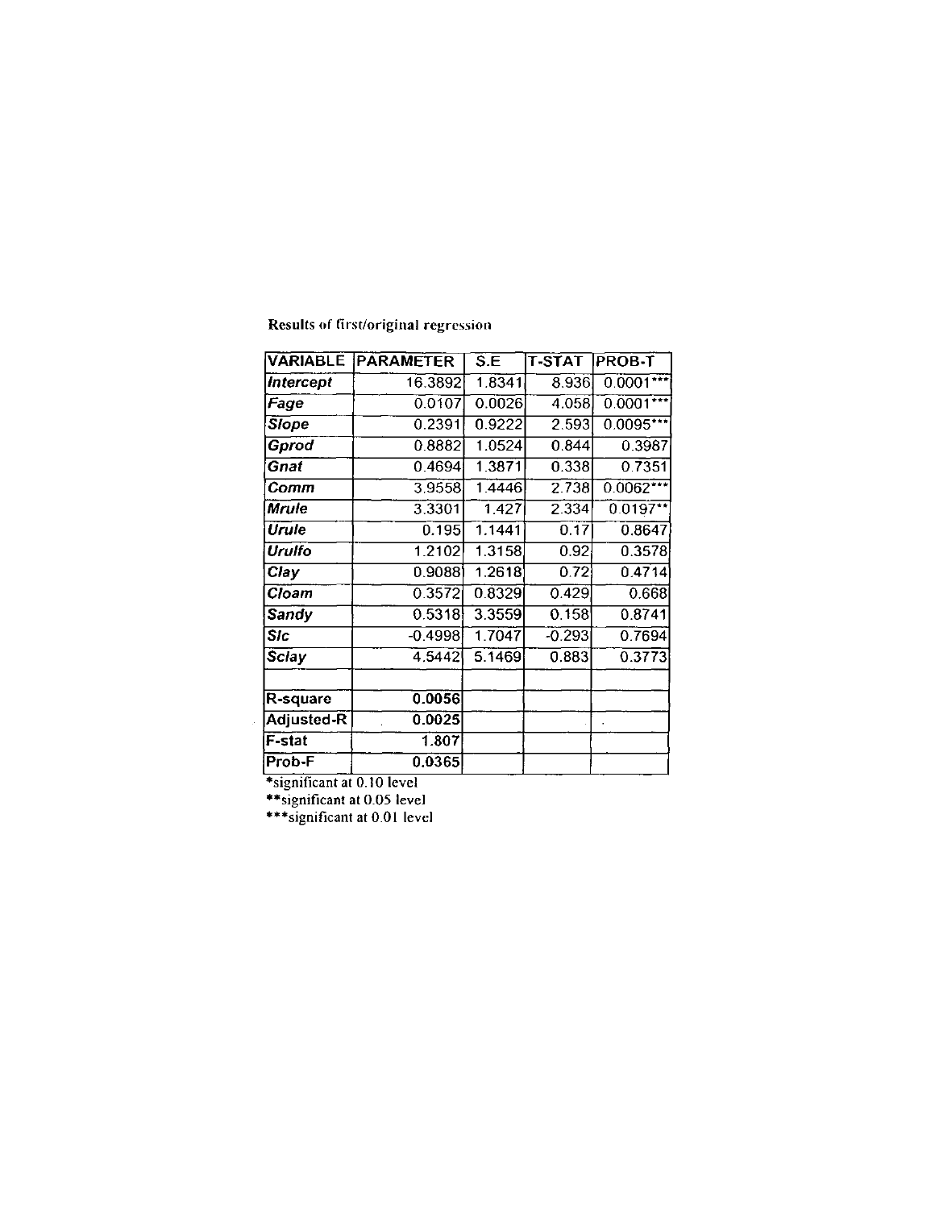**Results of first/original regression**

| VARIABLE | PARAMETER | S.E | T-STAT | PROB-T |
|---|---|---|---|---|
| ***Intercept*** | 16.3892 | 1.8341 | 8.936 | 0.0001*** |
| ***Fage*** | 0.0107 | 0.0026 | 4.058 | 0.0001*** |
| ***Slope*** | 0.2391 | 0.9222 | 2.593 | 0.0095*** |
| ***Gprod*** | 0.8882 | 1.0524 | 0.844 | 0.3987 |
| ***Gnat*** | 0.4694 | 1.3871 | 0.338 | 0.7351 |
| ***Comm*** | 3.9558 | 1.4446 | 2.738 | 0.0062*** |
| ***Mrule*** | 3.3301 | 1.427 | 2.334 | 0.0197** |
| ***Urule*** | 0.195 | 1.1441 | 0.17 | 0.8647 |
| ***Urulfo*** | 1.2102 | 1.3158 | 0.92 | 0.3578 |
| ***Clay*** | 0.9088 | 1.2618 | 0.72 | 0.4714 |
| ***Cloam*** | 0.3572 | 0.8329 | 0.429 | 0.668 |
| ***Sandy*** | 0.5318 | 3.3559 | 0.158 | 0.8741 |
| ***Slc*** | -0.4998 | 1.7047 | -0.293 | 0.7694 |
| ***Sclay*** | 4.5442 | 5.1469 | 0.883 | 0.3773 |
| | | | | |
| R-square | **0.0056** | | | |
| Adjusted-R | **0.0025** | | | |
| F-stat | **1.807** | | | |
| Prob-F | **0.0365** | | | |

*significant at 0.10 level

**significant at 0.05 level

***significant at 0.01 level